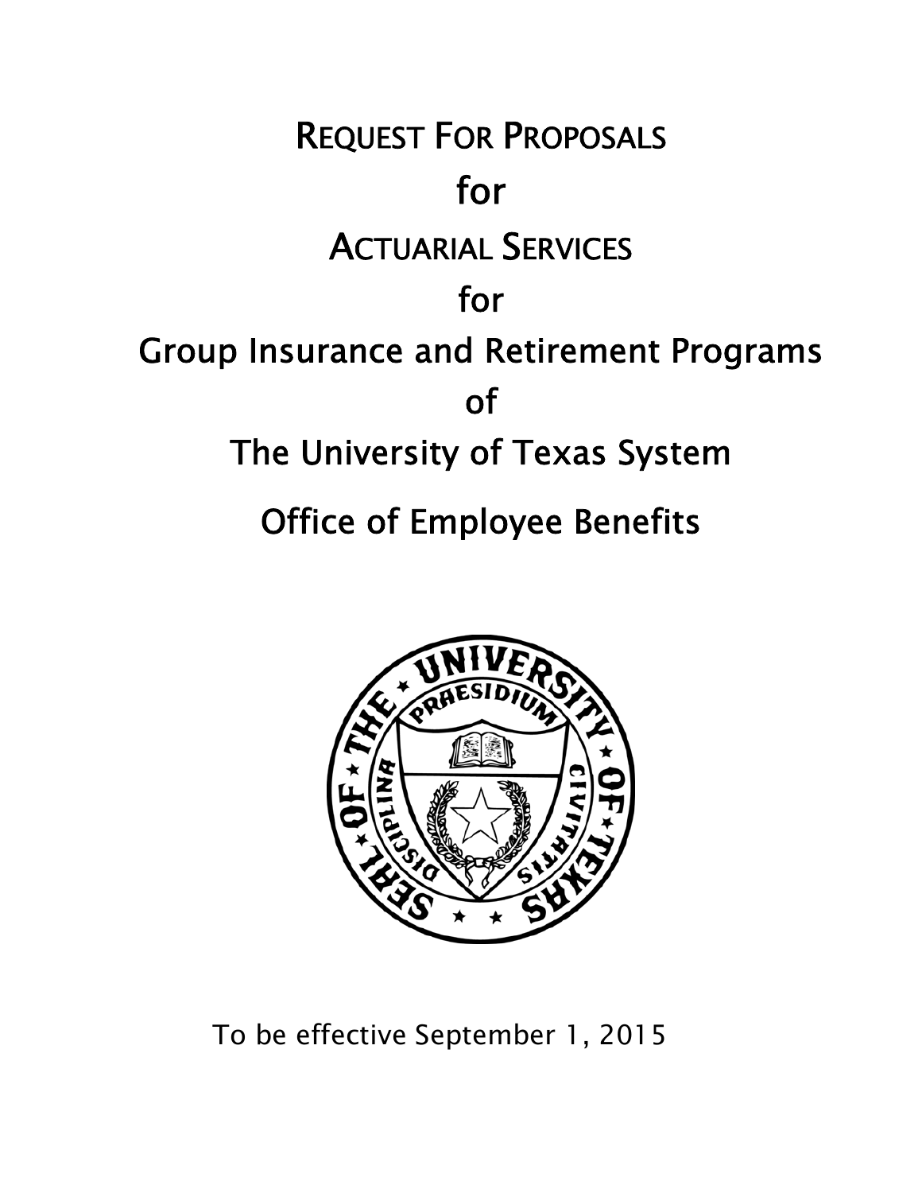# REQUEST FOR PROPOSALS

for

# ACTUARIAL SERVICES

for

# Group Insurance and Retirement Programs

of

# The University of Texas System

# Office of Employee Benefits

To be effective September 1, 2015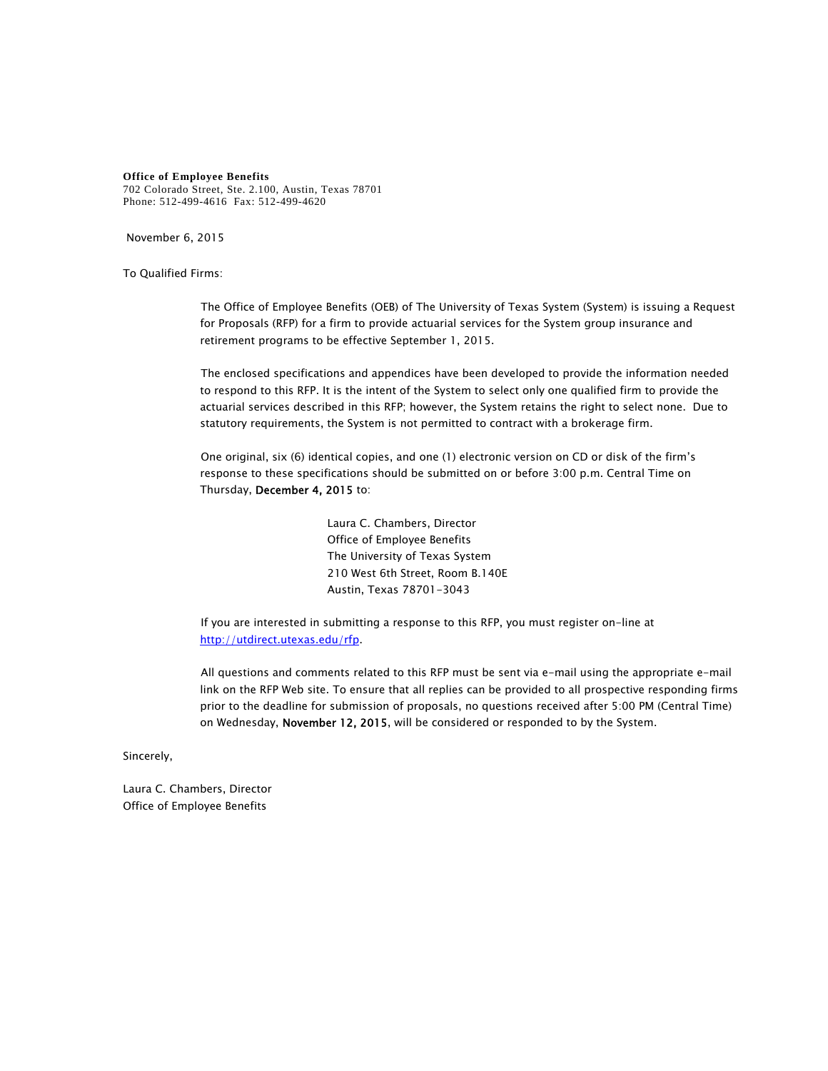**Office of Employee Benefits**
702 Colorado Street, Ste. 2.100, Austin, Texas 78701
Phone: 512-499-4616 Fax: 512-499-4620

November 6, 2015

To Qualified Firms:

The Office of Employee Benefits (OEB) of The University of Texas System (System) is issuing a Request for Proposals (RFP) for a firm to provide actuarial services for the System group insurance and retirement programs to be effective September 1, 2015.

The enclosed specifications and appendices have been developed to provide the information needed to respond to this RFP. It is the intent of the System to select only one qualified firm to provide the actuarial services described in this RFP; however, the System retains the right to select none. Due to statutory requirements, the System is not permitted to contract with a brokerage firm.

One original, six (6) identical copies, and one (1) electronic version on CD or disk of the firm's response to these specifications should be submitted on or before 3:00 p.m. Central Time on Thursday, **December 4, 2015** to:

Laura C. Chambers, Director
Office of Employee Benefits
The University of Texas System
210 West 6th Street, Room B.140E
Austin, Texas 78701-3043

If you are interested in submitting a response to this RFP, you must register on-line at http://utdirect.utexas.edu/rfp.

All questions and comments related to this RFP must be sent via e-mail using the appropriate e-mail link on the RFP Web site. To ensure that all replies can be provided to all prospective responding firms prior to the deadline for submission of proposals, no questions received after 5:00 PM (Central Time) on Wednesday, **November 12, 2015**, will be considered or responded to by the System.

Sincerely,

Laura C. Chambers, Director
Office of Employee Benefits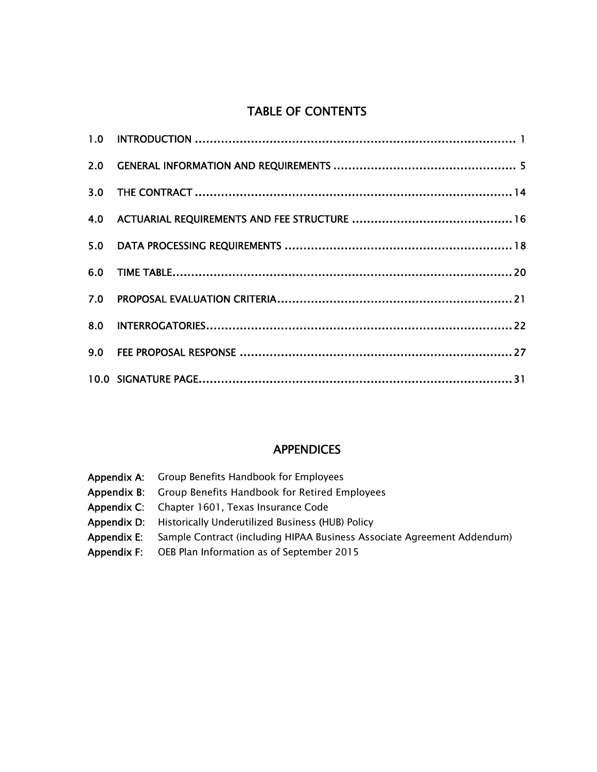# TABLE OF CONTENTS

| | | |
|---|---|---|
| 1.0 | INTRODUCTION | 1 |
| 2.0 | GENERAL INFORMATION AND REQUIREMENTS | 5 |
| 3.0 | THE CONTRACT | 14 |
| 4.0 | ACTUARIAL REQUIREMENTS AND FEE STRUCTURE | 16 |
| 5.0 | DATA PROCESSING REQUIREMENTS | 18 |
| 6.0 | TIME TABLE | 20 |
| 7.0 | PROPOSAL EVALUATION CRITERIA | 21 |
| 8.0 | INTERROGATORIES | 22 |
| 9.0 | FEE PROPOSAL RESPONSE | 27 |
| 10.0 | SIGNATURE PAGE | 31 |

# APPENDICES

**Appendix A**: Group Benefits Handbook for Employees
**Appendix B**: Group Benefits Handbook for Retired Employees
**Appendix C**: Chapter 1601, Texas Insurance Code
**Appendix D**: Historically Underutilized Business (HUB) Policy
**Appendix E**: Sample Contract (including HIPAA Business Associate Agreement Addendum)
**Appendix F**: OEB Plan Information as of September 2015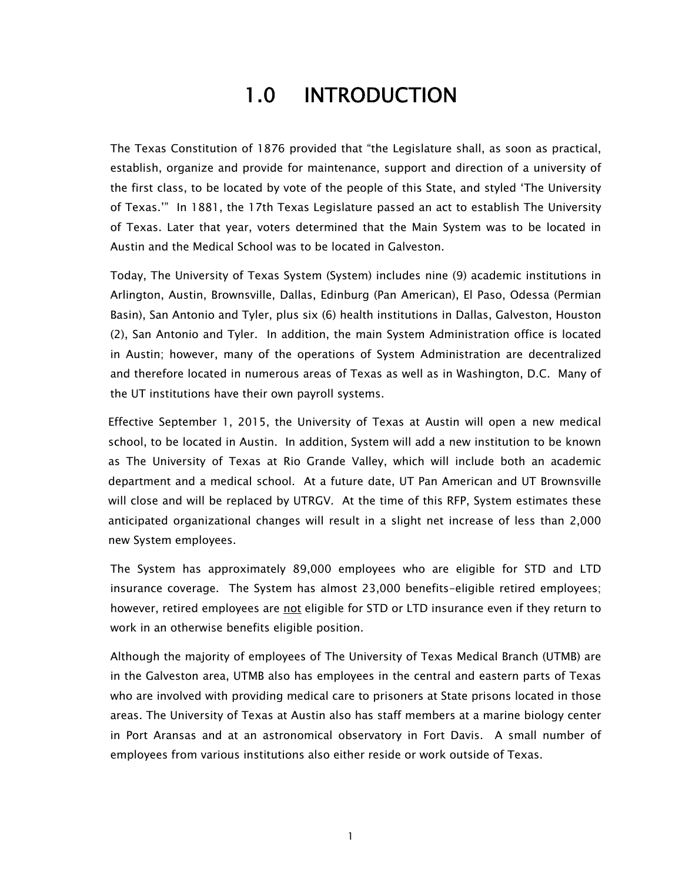# 1.0 INTRODUCTION

The Texas Constitution of 1876 provided that "the Legislature shall, as soon as practical, establish, organize and provide for maintenance, support and direction of a university of the first class, to be located by vote of the people of this State, and styled 'The University of Texas.'" In 1881, the 17th Texas Legislature passed an act to establish The University of Texas. Later that year, voters determined that the Main System was to be located in Austin and the Medical School was to be located in Galveston.

Today, The University of Texas System (System) includes nine (9) academic institutions in Arlington, Austin, Brownsville, Dallas, Edinburg (Pan American), El Paso, Odessa (Permian Basin), San Antonio and Tyler, plus six (6) health institutions in Dallas, Galveston, Houston (2), San Antonio and Tyler. In addition, the main System Administration office is located in Austin; however, many of the operations of System Administration are decentralized and therefore located in numerous areas of Texas as well as in Washington, D.C. Many of the UT institutions have their own payroll systems.

Effective September 1, 2015, the University of Texas at Austin will open a new medical school, to be located in Austin. In addition, System will add a new institution to be known as The University of Texas at Rio Grande Valley, which will include both an academic department and a medical school. At a future date, UT Pan American and UT Brownsville will close and will be replaced by UTRGV. At the time of this RFP, System estimates these anticipated organizational changes will result in a slight net increase of less than 2,000 new System employees.

The System has approximately 89,000 employees who are eligible for STD and LTD insurance coverage. The System has almost 23,000 benefits-eligible retired employees; however, retired employees are <u>not</u> eligible for STD or LTD insurance even if they return to work in an otherwise benefits eligible position.

Although the majority of employees of The University of Texas Medical Branch (UTMB) are in the Galveston area, UTMB also has employees in the central and eastern parts of Texas who are involved with providing medical care to prisoners at State prisons located in those areas. The University of Texas at Austin also has staff members at a marine biology center in Port Aransas and at an astronomical observatory in Fort Davis. A small number of employees from various institutions also either reside or work outside of Texas.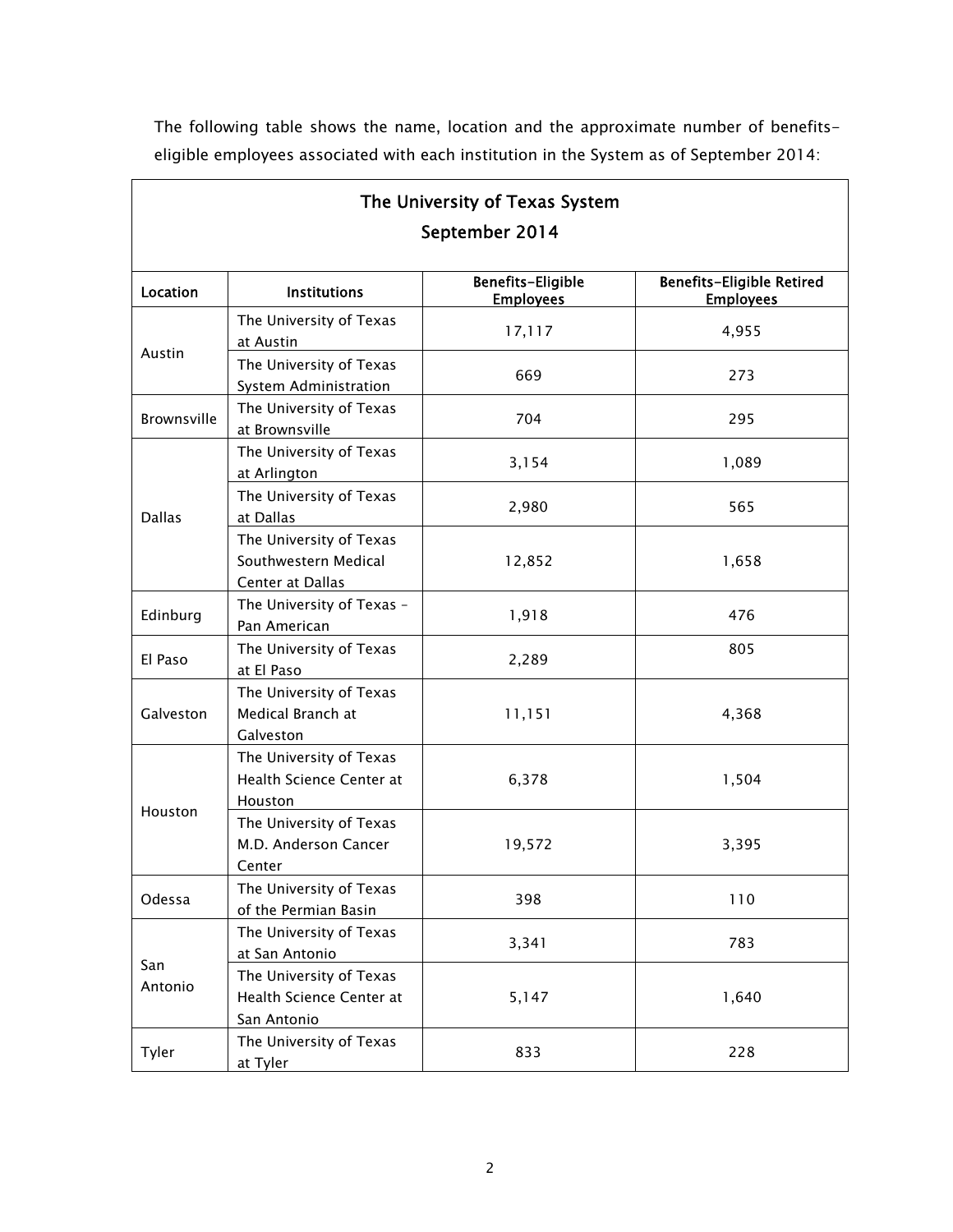The following table shows the name, location and the approximate number of benefits-eligible employees associated with each institution in the System as of September 2014:

| The University of Texas System<br>September 2014 | | | |
|---|---|---|---|
| **Location** | **Institutions** | **Benefits-Eligible Employees** | **Benefits-Eligible Retired Employees** |
| Austin | The University of Texas at Austin | 17,117 | 4,955 |
| | The University of Texas System Administration | 669 | 273 |
| Brownsville | The University of Texas at Brownsville | 704 | 295 |
| Dallas | The University of Texas at Arlington | 3,154 | 1,089 |
| | The University of Texas at Dallas | 2,980 | 565 |
| | The University of Texas Southwestern Medical Center at Dallas | 12,852 | 1,658 |
| Edinburg | The University of Texas - Pan American | 1,918 | 476 |
| El Paso | The University of Texas at El Paso | 2,289 | 805 |
| Galveston | The University of Texas Medical Branch at Galveston | 11,151 | 4,368 |
| Houston | The University of Texas Health Science Center at Houston | 6,378 | 1,504 |
| | The University of Texas M.D. Anderson Cancer Center | 19,572 | 3,395 |
| Odessa | The University of Texas of the Permian Basin | 398 | 110 |
| San Antonio | The University of Texas at San Antonio | 3,341 | 783 |
| | The University of Texas Health Science Center at San Antonio | 5,147 | 1,640 |
| Tyler | The University of Texas at Tyler | 833 | 228 |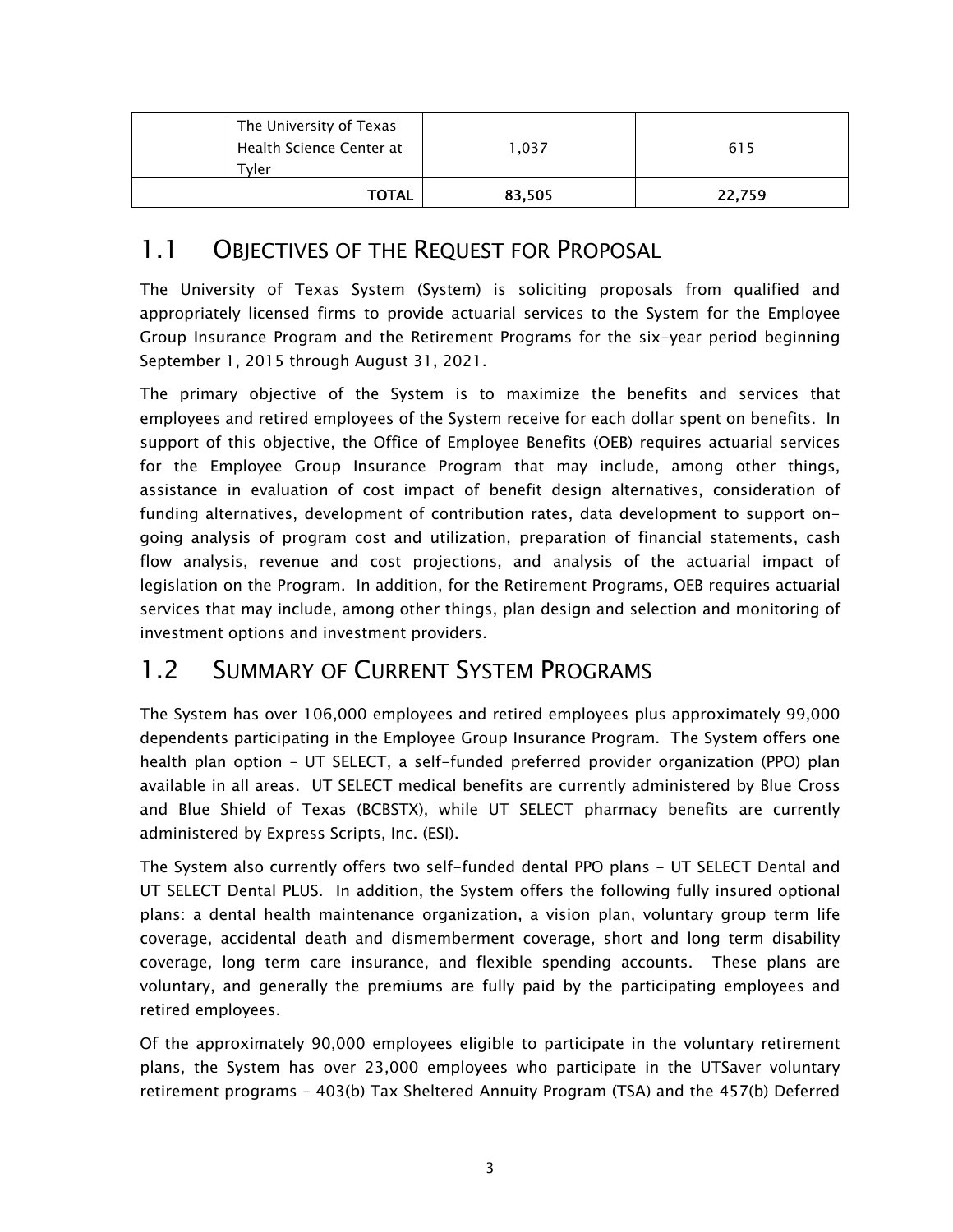| | | | |
|---|---|---|---|
| | The University of Texas Health Science Center at Tyler | 1,037 | 615 |
| | **TOTAL** | **83,505** | **22,759** |

## 1.1 OBJECTIVES OF THE REQUEST FOR PROPOSAL

The University of Texas System (System) is soliciting proposals from qualified and appropriately licensed firms to provide actuarial services to the System for the Employee Group Insurance Program and the Retirement Programs for the six-year period beginning September 1, 2015 through August 31, 2021.

The primary objective of the System is to maximize the benefits and services that employees and retired employees of the System receive for each dollar spent on benefits. In support of this objective, the Office of Employee Benefits (OEB) requires actuarial services for the Employee Group Insurance Program that may include, among other things, assistance in evaluation of cost impact of benefit design alternatives, consideration of funding alternatives, development of contribution rates, data development to support on-going analysis of program cost and utilization, preparation of financial statements, cash flow analysis, revenue and cost projections, and analysis of the actuarial impact of legislation on the Program. In addition, for the Retirement Programs, OEB requires actuarial services that may include, among other things, plan design and selection and monitoring of investment options and investment providers.

## 1.2 SUMMARY OF CURRENT SYSTEM PROGRAMS

The System has over 106,000 employees and retired employees plus approximately 99,000 dependents participating in the Employee Group Insurance Program. The System offers one health plan option – UT SELECT, a self-funded preferred provider organization (PPO) plan available in all areas. UT SELECT medical benefits are currently administered by Blue Cross and Blue Shield of Texas (BCBSTX), while UT SELECT pharmacy benefits are currently administered by Express Scripts, Inc. (ESI).

The System also currently offers two self-funded dental PPO plans - UT SELECT Dental and UT SELECT Dental PLUS. In addition, the System offers the following fully insured optional plans: a dental health maintenance organization, a vision plan, voluntary group term life coverage, accidental death and dismemberment coverage, short and long term disability coverage, long term care insurance, and flexible spending accounts. These plans are voluntary, and generally the premiums are fully paid by the participating employees and retired employees.

Of the approximately 90,000 employees eligible to participate in the voluntary retirement plans, the System has over 23,000 employees who participate in the UTSaver voluntary retirement programs – 403(b) Tax Sheltered Annuity Program (TSA) and the 457(b) Deferred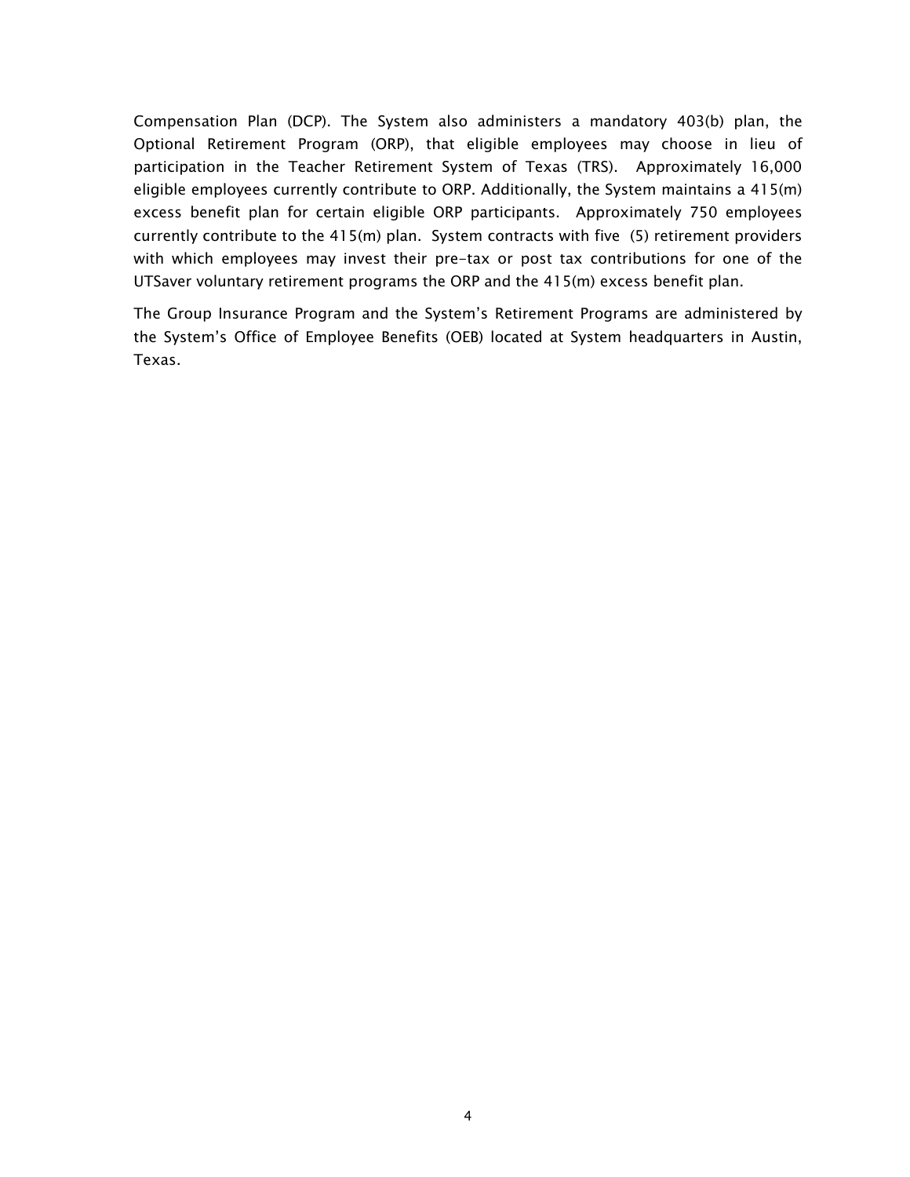Compensation Plan (DCP). The System also administers a mandatory 403(b) plan, the Optional Retirement Program (ORP), that eligible employees may choose in lieu of participation in the Teacher Retirement System of Texas (TRS). Approximately 16,000 eligible employees currently contribute to ORP. Additionally, the System maintains a 415(m) excess benefit plan for certain eligible ORP participants. Approximately 750 employees currently contribute to the 415(m) plan. System contracts with five (5) retirement providers with which employees may invest their pre-tax or post tax contributions for one of the UTSaver voluntary retirement programs the ORP and the 415(m) excess benefit plan.

The Group Insurance Program and the System's Retirement Programs are administered by the System's Office of Employee Benefits (OEB) located at System headquarters in Austin, Texas.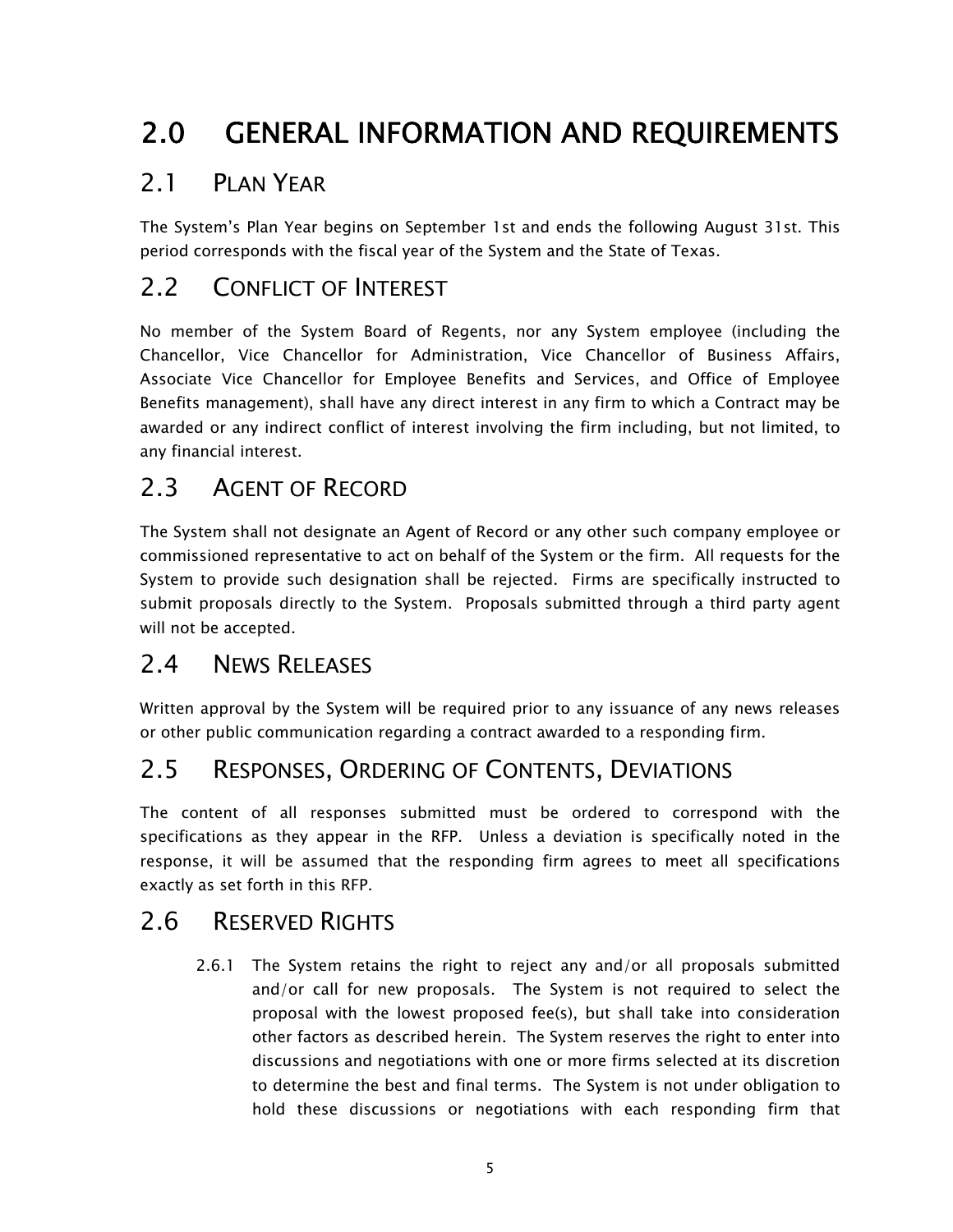# 2.0 GENERAL INFORMATION AND REQUIREMENTS

## 2.1 PLAN YEAR

The System's Plan Year begins on September 1st and ends the following August 31st. This period corresponds with the fiscal year of the System and the State of Texas.

## 2.2 CONFLICT OF INTEREST

No member of the System Board of Regents, nor any System employee (including the Chancellor, Vice Chancellor for Administration, Vice Chancellor of Business Affairs, Associate Vice Chancellor for Employee Benefits and Services, and Office of Employee Benefits management), shall have any direct interest in any firm to which a Contract may be awarded or any indirect conflict of interest involving the firm including, but not limited, to any financial interest.

## 2.3 AGENT OF RECORD

The System shall not designate an Agent of Record or any other such company employee or commissioned representative to act on behalf of the System or the firm. All requests for the System to provide such designation shall be rejected. Firms are specifically instructed to submit proposals directly to the System. Proposals submitted through a third party agent will not be accepted.

## 2.4 NEWS RELEASES

Written approval by the System will be required prior to any issuance of any news releases or other public communication regarding a contract awarded to a responding firm.

## 2.5 RESPONSES, ORDERING OF CONTENTS, DEVIATIONS

The content of all responses submitted must be ordered to correspond with the specifications as they appear in the RFP. Unless a deviation is specifically noted in the response, it will be assumed that the responding firm agrees to meet all specifications exactly as set forth in this RFP.

## 2.6 RESERVED RIGHTS

2.6.1 The System retains the right to reject any and/or all proposals submitted and/or call for new proposals. The System is not required to select the proposal with the lowest proposed fee(s), but shall take into consideration other factors as described herein. The System reserves the right to enter into discussions and negotiations with one or more firms selected at its discretion to determine the best and final terms. The System is not under obligation to hold these discussions or negotiations with each responding firm that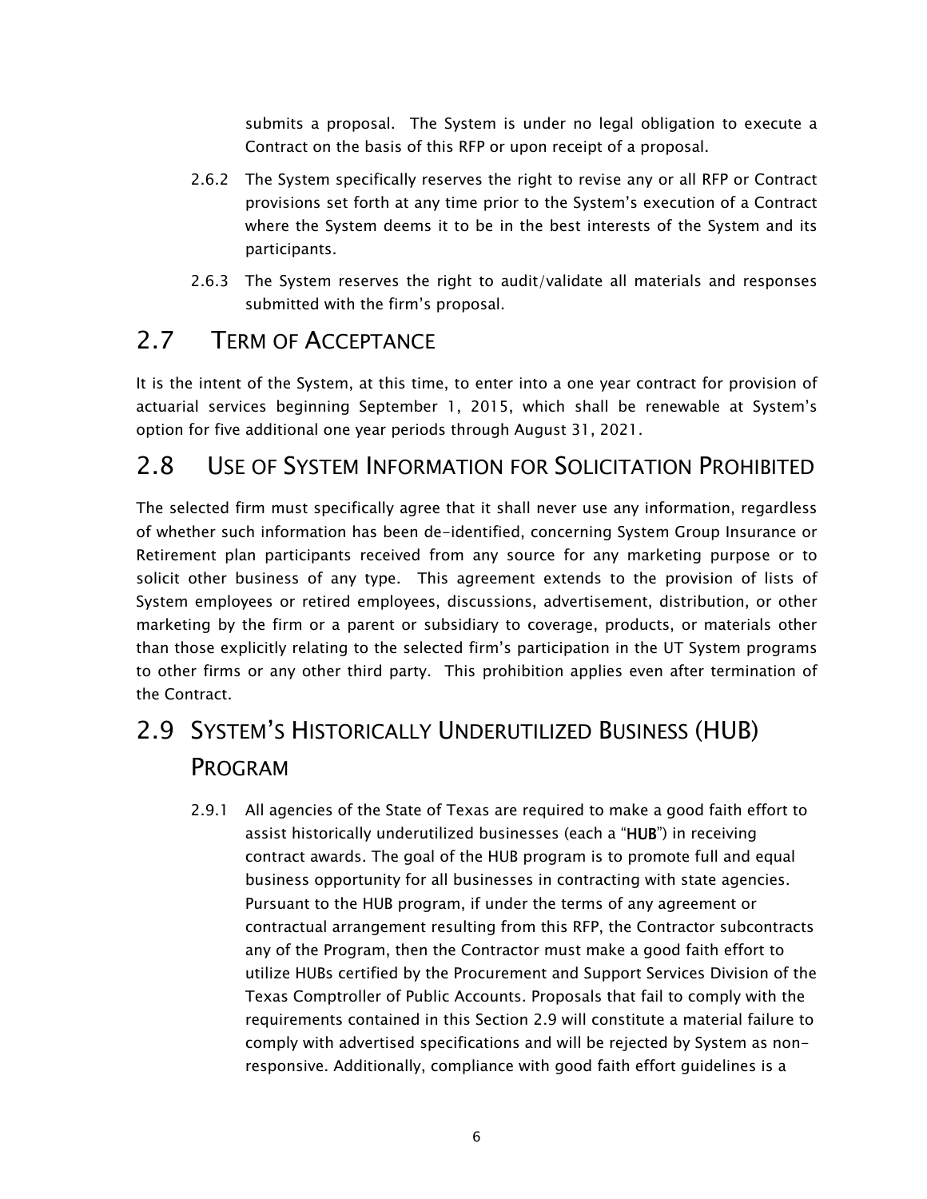submits a proposal. The System is under no legal obligation to execute a Contract on the basis of this RFP or upon receipt of a proposal.

2.6.2 The System specifically reserves the right to revise any or all RFP or Contract provisions set forth at any time prior to the System's execution of a Contract where the System deems it to be in the best interests of the System and its participants.

2.6.3 The System reserves the right to audit/validate all materials and responses submitted with the firm's proposal.

## 2.7 TERM OF ACCEPTANCE

It is the intent of the System, at this time, to enter into a one year contract for provision of actuarial services beginning September 1, 2015, which shall be renewable at System's option for five additional one year periods through August 31, 2021.

## 2.8 USE OF SYSTEM INFORMATION FOR SOLICITATION PROHIBITED

The selected firm must specifically agree that it shall never use any information, regardless of whether such information has been de-identified, concerning System Group Insurance or Retirement plan participants received from any source for any marketing purpose or to solicit other business of any type. This agreement extends to the provision of lists of System employees or retired employees, discussions, advertisement, distribution, or other marketing by the firm or a parent or subsidiary to coverage, products, or materials other than those explicitly relating to the selected firm's participation in the UT System programs to other firms or any other third party. This prohibition applies even after termination of the Contract.

## 2.9 SYSTEM'S HISTORICALLY UNDERUTILIZED BUSINESS (HUB) PROGRAM

2.9.1 All agencies of the State of Texas are required to make a good faith effort to assist historically underutilized businesses (each a "**HUB**") in receiving contract awards. The goal of the HUB program is to promote full and equal business opportunity for all businesses in contracting with state agencies. Pursuant to the HUB program, if under the terms of any agreement or contractual arrangement resulting from this RFP, the Contractor subcontracts any of the Program, then the Contractor must make a good faith effort to utilize HUBs certified by the Procurement and Support Services Division of the Texas Comptroller of Public Accounts. Proposals that fail to comply with the requirements contained in this Section 2.9 will constitute a material failure to comply with advertised specifications and will be rejected by System as non-responsive. Additionally, compliance with good faith effort guidelines is a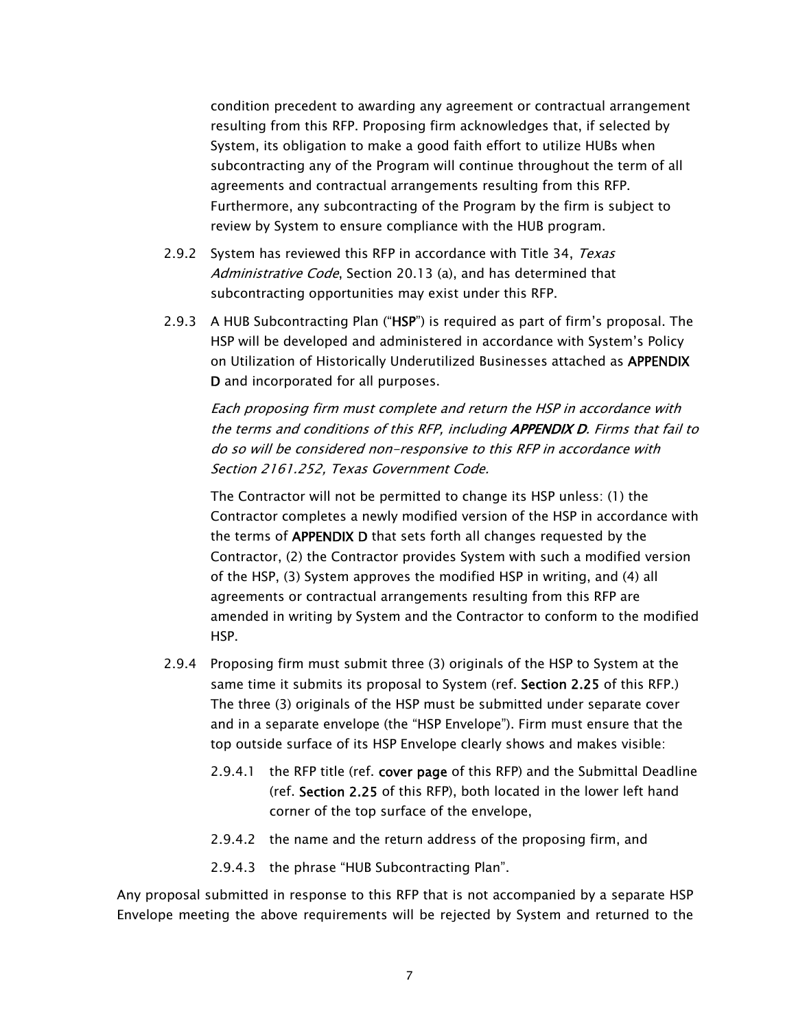condition precedent to awarding any agreement or contractual arrangement resulting from this RFP. Proposing firm acknowledges that, if selected by System, its obligation to make a good faith effort to utilize HUBs when subcontracting any of the Program will continue throughout the term of all agreements and contractual arrangements resulting from this RFP. Furthermore, any subcontracting of the Program by the firm is subject to review by System to ensure compliance with the HUB program.

2.9.2 System has reviewed this RFP in accordance with Title 34, *Texas Administrative Code*, Section 20.13 (a), and has determined that subcontracting opportunities may exist under this RFP.

2.9.3 A HUB Subcontracting Plan ("**HSP**") is required as part of firm's proposal. The HSP will be developed and administered in accordance with System's Policy on Utilization of Historically Underutilized Businesses attached as **APPENDIX D** and incorporated for all purposes.

*Each proposing firm must complete and return the HSP in accordance with the terms and conditions of this RFP, including* ***APPENDIX D****. Firms that fail to do so will be considered non-responsive to this RFP in accordance with Section 2161.252, Texas Government Code.*

The Contractor will not be permitted to change its HSP unless: (1) the Contractor completes a newly modified version of the HSP in accordance with the terms of **APPENDIX D** that sets forth all changes requested by the Contractor, (2) the Contractor provides System with such a modified version of the HSP, (3) System approves the modified HSP in writing, and (4) all agreements or contractual arrangements resulting from this RFP are amended in writing by System and the Contractor to conform to the modified HSP.

2.9.4 Proposing firm must submit three (3) originals of the HSP to System at the same time it submits its proposal to System (ref. **Section 2.25** of this RFP.) The three (3) originals of the HSP must be submitted under separate cover and in a separate envelope (the "HSP Envelope"). Firm must ensure that the top outside surface of its HSP Envelope clearly shows and makes visible:

2.9.4.1 the RFP title (ref. **cover page** of this RFP) and the Submittal Deadline (ref. **Section 2.25** of this RFP), both located in the lower left hand corner of the top surface of the envelope,

2.9.4.2 the name and the return address of the proposing firm, and

2.9.4.3 the phrase "HUB Subcontracting Plan".

Any proposal submitted in response to this RFP that is not accompanied by a separate HSP Envelope meeting the above requirements will be rejected by System and returned to the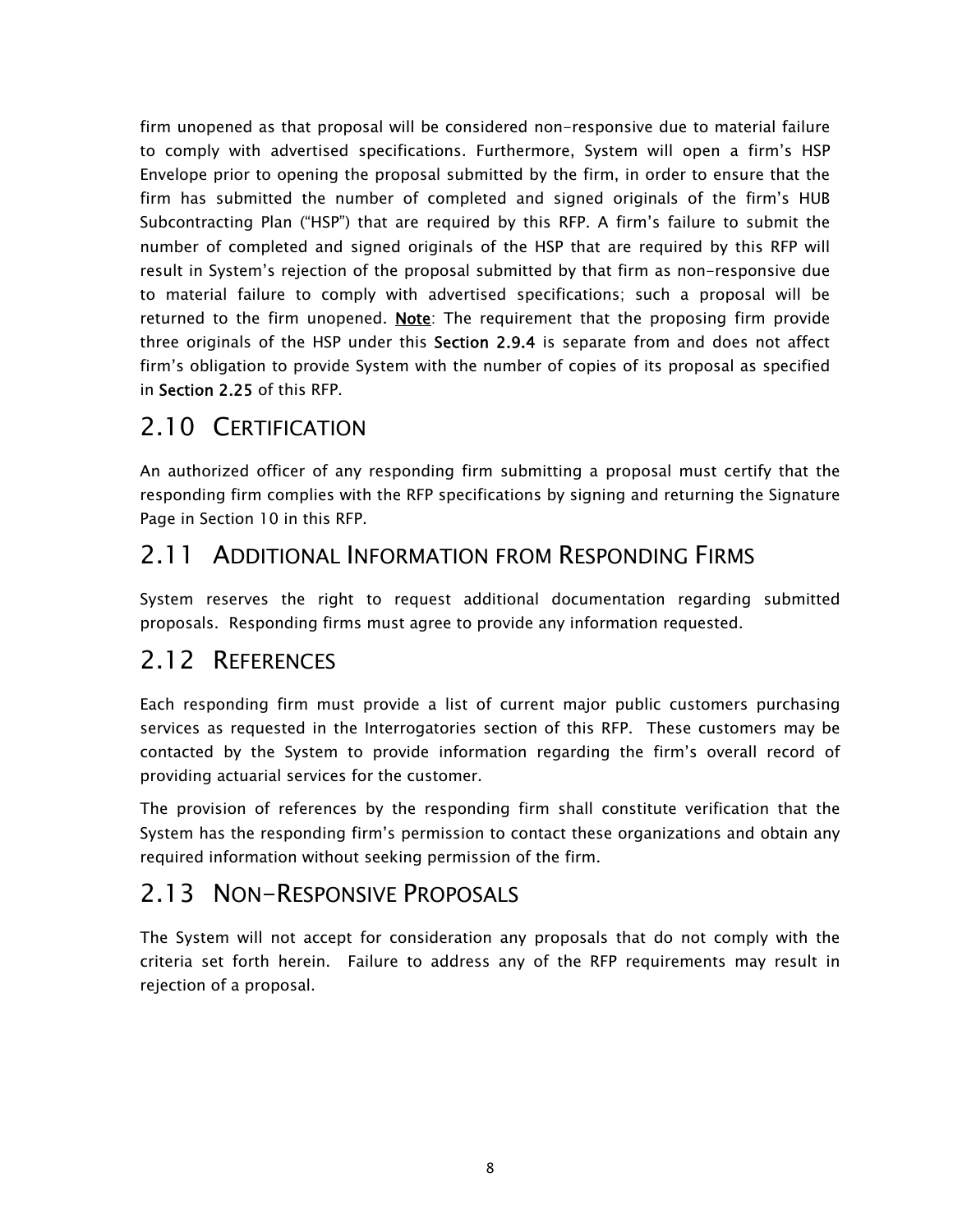firm unopened as that proposal will be considered non-responsive due to material failure to comply with advertised specifications. Furthermore, System will open a firm's HSP Envelope prior to opening the proposal submitted by the firm, in order to ensure that the firm has submitted the number of completed and signed originals of the firm's HUB Subcontracting Plan ("HSP") that are required by this RFP. A firm's failure to submit the number of completed and signed originals of the HSP that are required by this RFP will result in System's rejection of the proposal submitted by that firm as non-responsive due to material failure to comply with advertised specifications; such a proposal will be returned to the firm unopened. **Note**: The requirement that the proposing firm provide three originals of the HSP under this **Section 2.9.4** is separate from and does not affect firm's obligation to provide System with the number of copies of its proposal as specified in **Section 2.25** of this RFP.

## 2.10 CERTIFICATION

An authorized officer of any responding firm submitting a proposal must certify that the responding firm complies with the RFP specifications by signing and returning the Signature Page in Section 10 in this RFP.

## 2.11 ADDITIONAL INFORMATION FROM RESPONDING FIRMS

System reserves the right to request additional documentation regarding submitted proposals. Responding firms must agree to provide any information requested.

## 2.12 REFERENCES

Each responding firm must provide a list of current major public customers purchasing services as requested in the Interrogatories section of this RFP. These customers may be contacted by the System to provide information regarding the firm's overall record of providing actuarial services for the customer.

The provision of references by the responding firm shall constitute verification that the System has the responding firm's permission to contact these organizations and obtain any required information without seeking permission of the firm.

## 2.13 NON-RESPONSIVE PROPOSALS

The System will not accept for consideration any proposals that do not comply with the criteria set forth herein. Failure to address any of the RFP requirements may result in rejection of a proposal.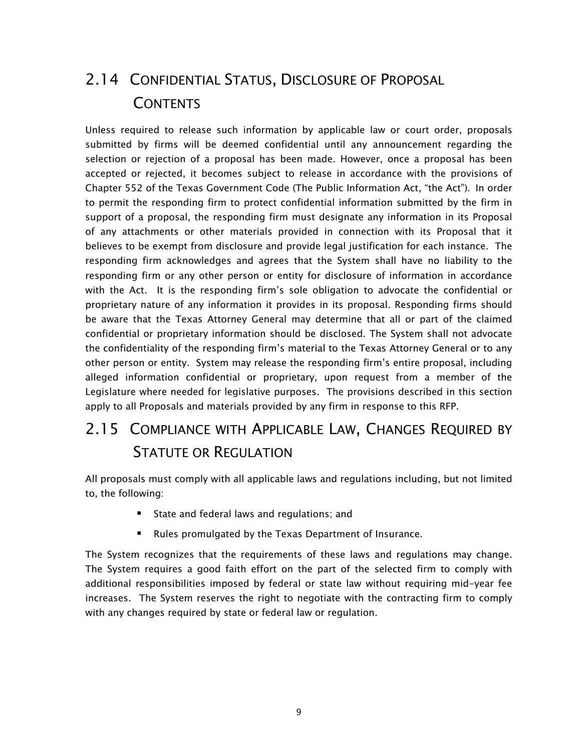## 2.14 CONFIDENTIAL STATUS, DISCLOSURE OF PROPOSAL CONTENTS

Unless required to release such information by applicable law or court order, proposals submitted by firms will be deemed confidential until any announcement regarding the selection or rejection of a proposal has been made. However, once a proposal has been accepted or rejected, it becomes subject to release in accordance with the provisions of Chapter 552 of the Texas Government Code (The Public Information Act, "the Act"). In order to permit the responding firm to protect confidential information submitted by the firm in support of a proposal, the responding firm must designate any information in its Proposal of any attachments or other materials provided in connection with its Proposal that it believes to be exempt from disclosure and provide legal justification for each instance. The responding firm acknowledges and agrees that the System shall have no liability to the responding firm or any other person or entity for disclosure of information in accordance with the Act. It is the responding firm's sole obligation to advocate the confidential or proprietary nature of any information it provides in its proposal. Responding firms should be aware that the Texas Attorney General may determine that all or part of the claimed confidential or proprietary information should be disclosed. The System shall not advocate the confidentiality of the responding firm's material to the Texas Attorney General or to any other person or entity. System may release the responding firm's entire proposal, including alleged information confidential or proprietary, upon request from a member of the Legislature where needed for legislative purposes. The provisions described in this section apply to all Proposals and materials provided by any firm in response to this RFP.

## 2.15 COMPLIANCE WITH APPLICABLE LAW, CHANGES REQUIRED BY STATUTE OR REGULATION

All proposals must comply with all applicable laws and regulations including, but not limited to, the following:

- State and federal laws and regulations; and
- Rules promulgated by the Texas Department of Insurance.

The System recognizes that the requirements of these laws and regulations may change. The System requires a good faith effort on the part of the selected firm to comply with additional responsibilities imposed by federal or state law without requiring mid-year fee increases. The System reserves the right to negotiate with the contracting firm to comply with any changes required by state or federal law or regulation.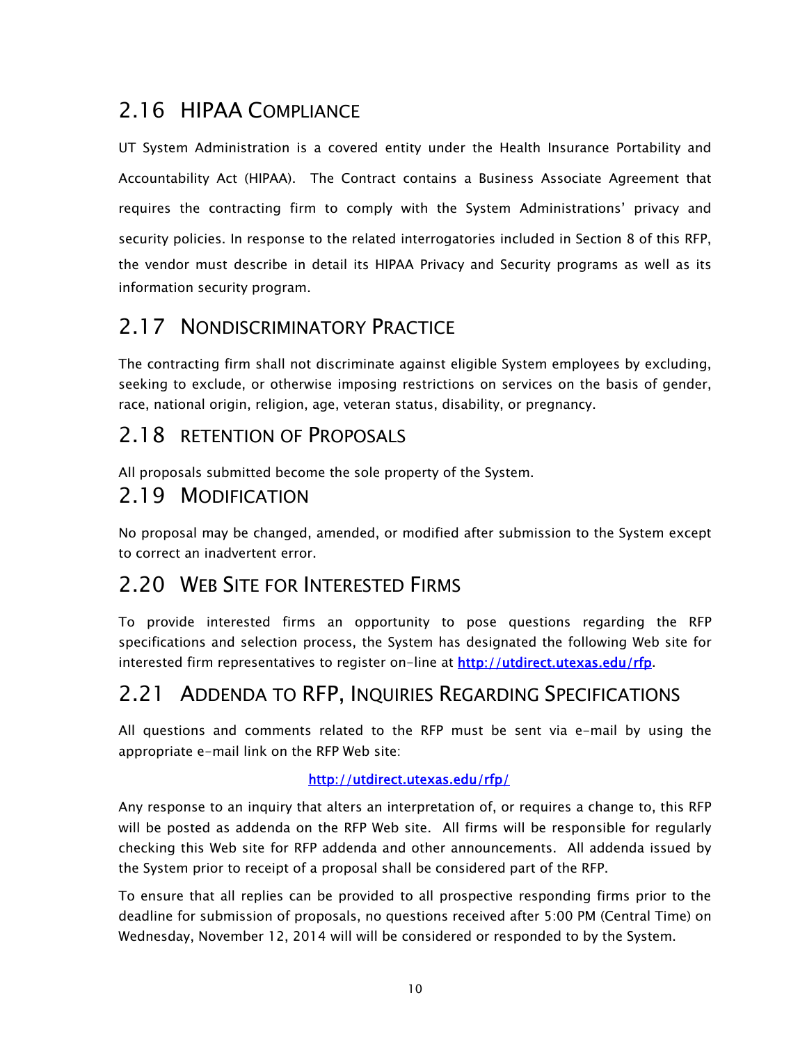## 2.16 HIPAA Compliance

UT System Administration is a covered entity under the Health Insurance Portability and Accountability Act (HIPAA). The Contract contains a Business Associate Agreement that requires the contracting firm to comply with the System Administrations' privacy and security policies. In response to the related interrogatories included in Section 8 of this RFP, the vendor must describe in detail its HIPAA Privacy and Security programs as well as its information security program.

## 2.17 Nondiscriminatory Practice

The contracting firm shall not discriminate against eligible System employees by excluding, seeking to exclude, or otherwise imposing restrictions on services on the basis of gender, race, national origin, religion, age, veteran status, disability, or pregnancy.

## 2.18 Retention of Proposals

All proposals submitted become the sole property of the System.

## 2.19 Modification

No proposal may be changed, amended, or modified after submission to the System except to correct an inadvertent error.

## 2.20 Web Site for Interested Firms

To provide interested firms an opportunity to pose questions regarding the RFP specifications and selection process, the System has designated the following Web site for interested firm representatives to register on-line at [http://utdirect.utexas.edu/rfp](http://utdirect.utexas.edu/rfp).

## 2.21 Addenda to RFP, Inquiries Regarding Specifications

All questions and comments related to the RFP must be sent via e-mail by using the appropriate e-mail link on the RFP Web site:

[http://utdirect.utexas.edu/rfp/](http://utdirect.utexas.edu/rfp/)

Any response to an inquiry that alters an interpretation of, or requires a change to, this RFP will be posted as addenda on the RFP Web site. All firms will be responsible for regularly checking this Web site for RFP addenda and other announcements. All addenda issued by the System prior to receipt of a proposal shall be considered part of the RFP.

To ensure that all replies can be provided to all prospective responding firms prior to the deadline for submission of proposals, no questions received after 5:00 PM (Central Time) on Wednesday, November 12, 2014 will will be considered or responded to by the System.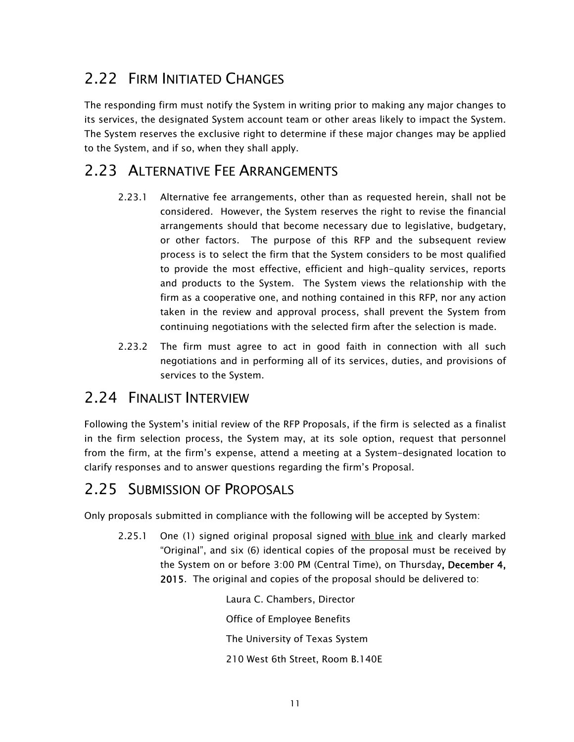## 2.22 FIRM INITIATED CHANGES

The responding firm must notify the System in writing prior to making any major changes to its services, the designated System account team or other areas likely to impact the System. The System reserves the exclusive right to determine if these major changes may be applied to the System, and if so, when they shall apply.

## 2.23 ALTERNATIVE FEE ARRANGEMENTS

2.23.1 Alternative fee arrangements, other than as requested herein, shall not be considered. However, the System reserves the right to revise the financial arrangements should that become necessary due to legislative, budgetary, or other factors. The purpose of this RFP and the subsequent review process is to select the firm that the System considers to be most qualified to provide the most effective, efficient and high-quality services, reports and products to the System. The System views the relationship with the firm as a cooperative one, and nothing contained in this RFP, nor any action taken in the review and approval process, shall prevent the System from continuing negotiations with the selected firm after the selection is made.

2.23.2 The firm must agree to act in good faith in connection with all such negotiations and in performing all of its services, duties, and provisions of services to the System.

## 2.24 FINALIST INTERVIEW

Following the System's initial review of the RFP Proposals, if the firm is selected as a finalist in the firm selection process, the System may, at its sole option, request that personnel from the firm, at the firm's expense, attend a meeting at a System-designated location to clarify responses and to answer questions regarding the firm's Proposal.

## 2.25 SUBMISSION OF PROPOSALS

Only proposals submitted in compliance with the following will be accepted by System:

2.25.1 One (1) signed original proposal signed <u>with blue ink</u> and clearly marked "Original", and six (6) identical copies of the proposal must be received by the System on or before 3:00 PM (Central Time), on Thursday**, December 4, 2015**. The original and copies of the proposal should be delivered to:

Laura C. Chambers, Director

Office of Employee Benefits

The University of Texas System

210 West 6th Street, Room B.140E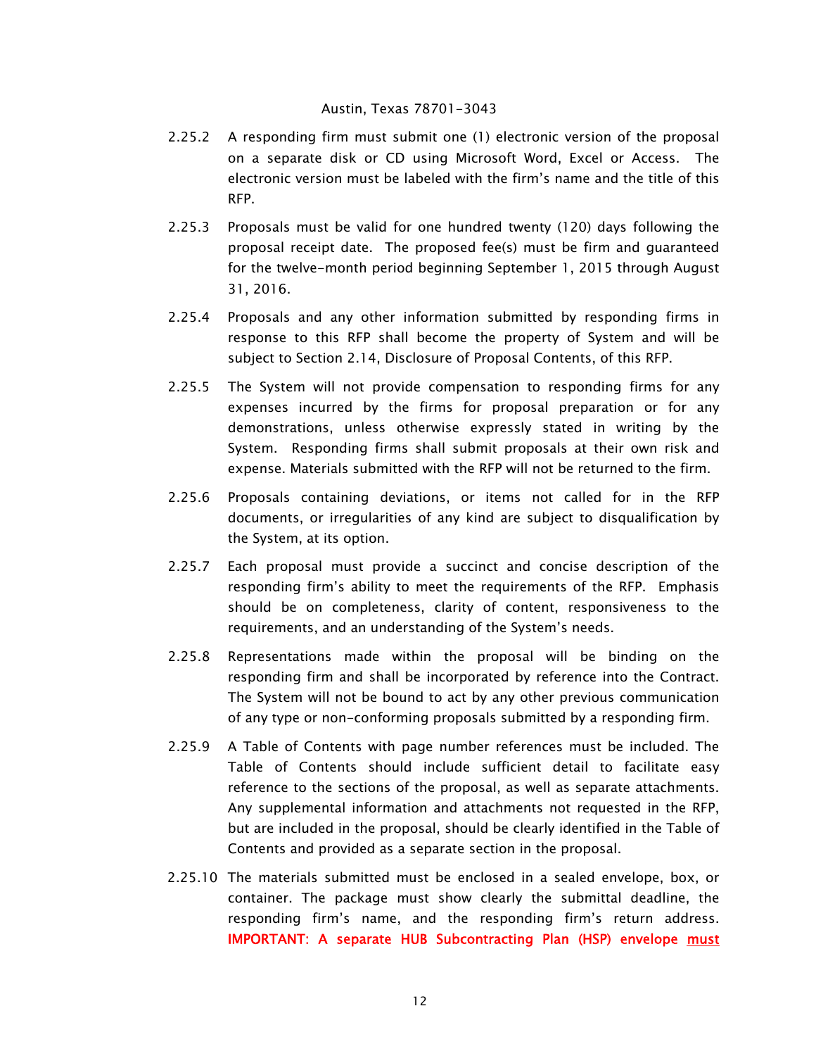Austin, Texas 78701-3043

2.25.2 A responding firm must submit one (1) electronic version of the proposal on a separate disk or CD using Microsoft Word, Excel or Access. The electronic version must be labeled with the firm's name and the title of this RFP.

2.25.3 Proposals must be valid for one hundred twenty (120) days following the proposal receipt date. The proposed fee(s) must be firm and guaranteed for the twelve-month period beginning September 1, 2015 through August 31, 2016.

2.25.4 Proposals and any other information submitted by responding firms in response to this RFP shall become the property of System and will be subject to Section 2.14, Disclosure of Proposal Contents, of this RFP.

2.25.5 The System will not provide compensation to responding firms for any expenses incurred by the firms for proposal preparation or for any demonstrations, unless otherwise expressly stated in writing by the System. Responding firms shall submit proposals at their own risk and expense. Materials submitted with the RFP will not be returned to the firm.

2.25.6 Proposals containing deviations, or items not called for in the RFP documents, or irregularities of any kind are subject to disqualification by the System, at its option.

2.25.7 Each proposal must provide a succinct and concise description of the responding firm's ability to meet the requirements of the RFP. Emphasis should be on completeness, clarity of content, responsiveness to the requirements, and an understanding of the System's needs.

2.25.8 Representations made within the proposal will be binding on the responding firm and shall be incorporated by reference into the Contract. The System will not be bound to act by any other previous communication of any type or non-conforming proposals submitted by a responding firm.

2.25.9 A Table of Contents with page number references must be included. The Table of Contents should include sufficient detail to facilitate easy reference to the sections of the proposal, as well as separate attachments. Any supplemental information and attachments not requested in the RFP, but are included in the proposal, should be clearly identified in the Table of Contents and provided as a separate section in the proposal.

2.25.10 The materials submitted must be enclosed in a sealed envelope, box, or container. The package must show clearly the submittal deadline, the responding firm's name, and the responding firm's return address. **IMPORTANT: A separate HUB Subcontracting Plan (HSP) envelope <u>must</u>**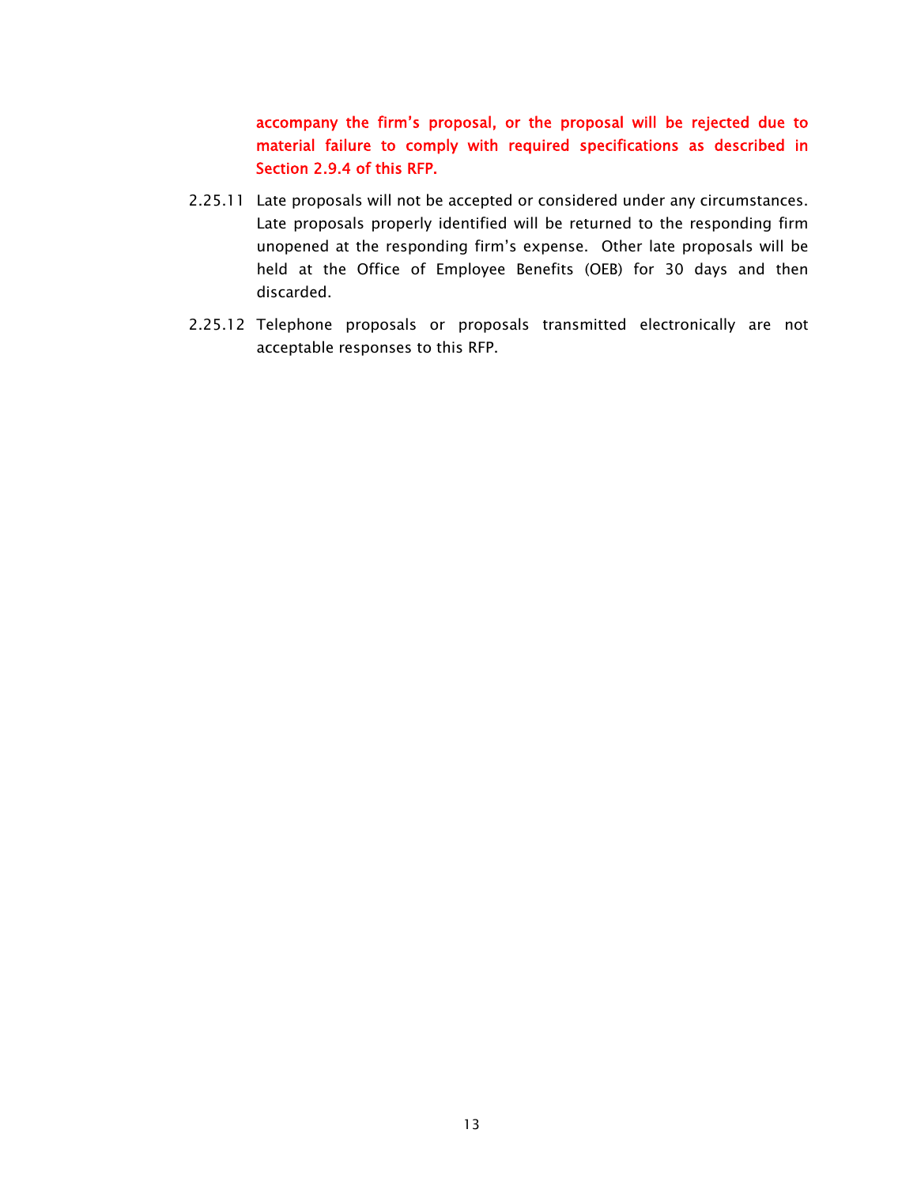**accompany the firm's proposal, or the proposal will be rejected due to material failure to comply with required specifications as described in Section 2.9.4 of this RFP.**

2.25.11 Late proposals will not be accepted or considered under any circumstances. Late proposals properly identified will be returned to the responding firm unopened at the responding firm's expense. Other late proposals will be held at the Office of Employee Benefits (OEB) for 30 days and then discarded.

2.25.12 Telephone proposals or proposals transmitted electronically are not acceptable responses to this RFP.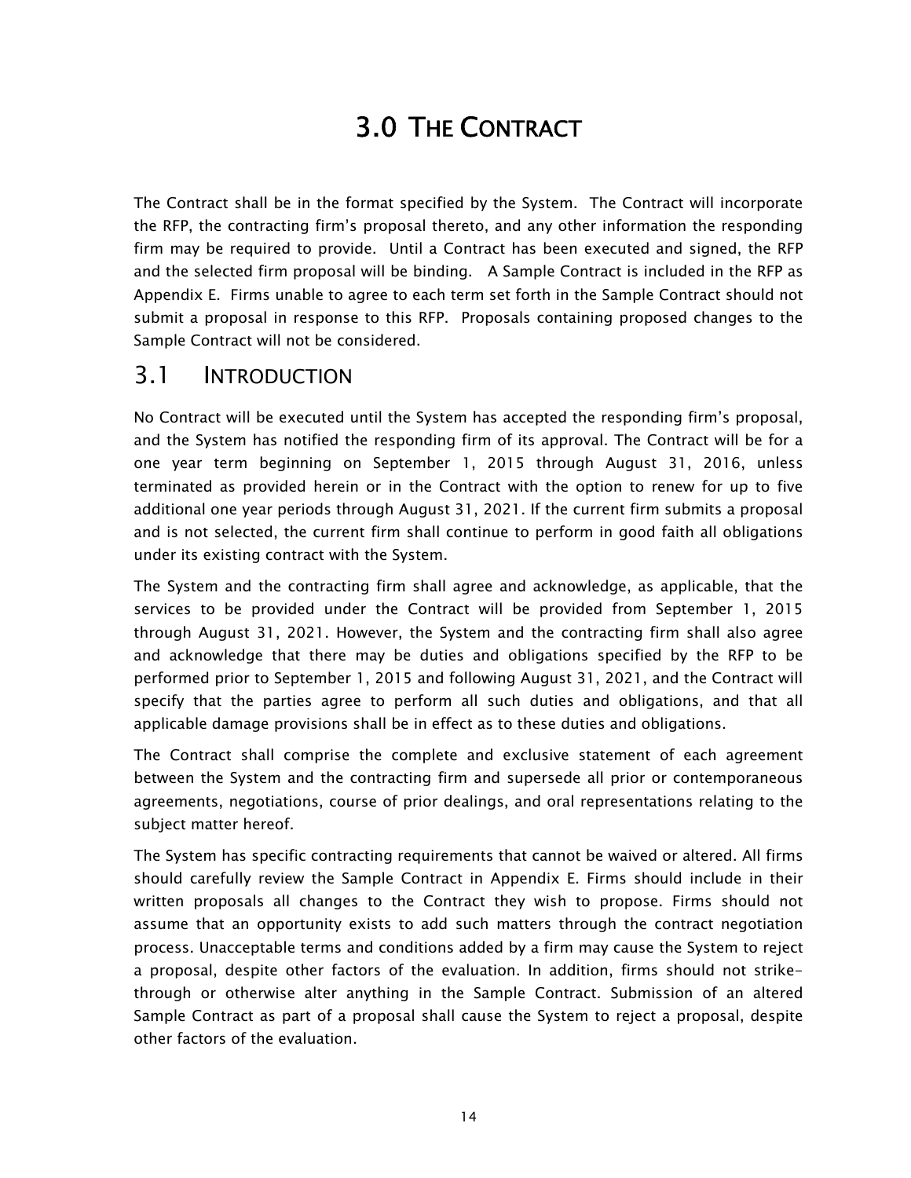# 3.0 THE CONTRACT

The Contract shall be in the format specified by the System. The Contract will incorporate the RFP, the contracting firm's proposal thereto, and any other information the responding firm may be required to provide. Until a Contract has been executed and signed, the RFP and the selected firm proposal will be binding. A Sample Contract is included in the RFP as Appendix E. Firms unable to agree to each term set forth in the Sample Contract should not submit a proposal in response to this RFP. Proposals containing proposed changes to the Sample Contract will not be considered.

## 3.1 INTRODUCTION

No Contract will be executed until the System has accepted the responding firm's proposal, and the System has notified the responding firm of its approval. The Contract will be for a one year term beginning on September 1, 2015 through August 31, 2016, unless terminated as provided herein or in the Contract with the option to renew for up to five additional one year periods through August 31, 2021. If the current firm submits a proposal and is not selected, the current firm shall continue to perform in good faith all obligations under its existing contract with the System.

The System and the contracting firm shall agree and acknowledge, as applicable, that the services to be provided under the Contract will be provided from September 1, 2015 through August 31, 2021. However, the System and the contracting firm shall also agree and acknowledge that there may be duties and obligations specified by the RFP to be performed prior to September 1, 2015 and following August 31, 2021, and the Contract will specify that the parties agree to perform all such duties and obligations, and that all applicable damage provisions shall be in effect as to these duties and obligations.

The Contract shall comprise the complete and exclusive statement of each agreement between the System and the contracting firm and supersede all prior or contemporaneous agreements, negotiations, course of prior dealings, and oral representations relating to the subject matter hereof.

The System has specific contracting requirements that cannot be waived or altered. All firms should carefully review the Sample Contract in Appendix E. Firms should include in their written proposals all changes to the Contract they wish to propose. Firms should not assume that an opportunity exists to add such matters through the contract negotiation process. Unacceptable terms and conditions added by a firm may cause the System to reject a proposal, despite other factors of the evaluation. In addition, firms should not strike-through or otherwise alter anything in the Sample Contract. Submission of an altered Sample Contract as part of a proposal shall cause the System to reject a proposal, despite other factors of the evaluation.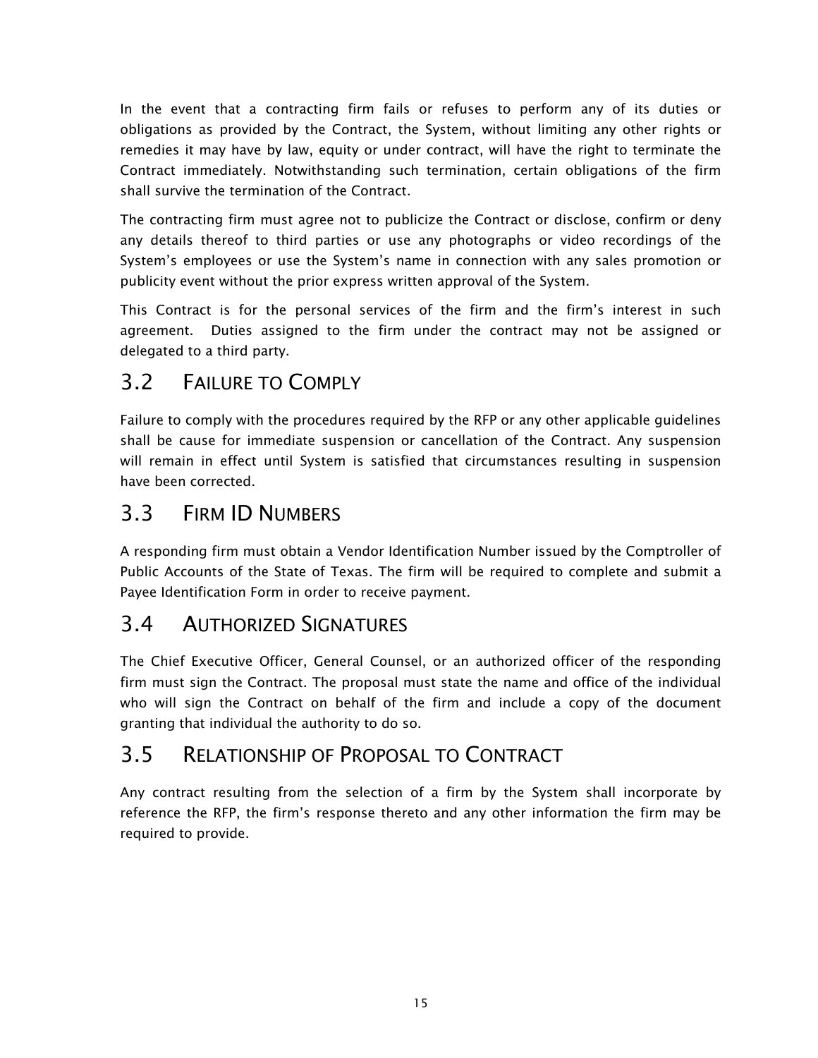In the event that a contracting firm fails or refuses to perform any of its duties or obligations as provided by the Contract, the System, without limiting any other rights or remedies it may have by law, equity or under contract, will have the right to terminate the Contract immediately. Notwithstanding such termination, certain obligations of the firm shall survive the termination of the Contract.

The contracting firm must agree not to publicize the Contract or disclose, confirm or deny any details thereof to third parties or use any photographs or video recordings of the System's employees or use the System's name in connection with any sales promotion or publicity event without the prior express written approval of the System.

This Contract is for the personal services of the firm and the firm's interest in such agreement. Duties assigned to the firm under the contract may not be assigned or delegated to a third party.

## 3.2 Failure to Comply

Failure to comply with the procedures required by the RFP or any other applicable guidelines shall be cause for immediate suspension or cancellation of the Contract. Any suspension will remain in effect until System is satisfied that circumstances resulting in suspension have been corrected.

## 3.3 Firm ID Numbers

A responding firm must obtain a Vendor Identification Number issued by the Comptroller of Public Accounts of the State of Texas. The firm will be required to complete and submit a Payee Identification Form in order to receive payment.

## 3.4 Authorized Signatures

The Chief Executive Officer, General Counsel, or an authorized officer of the responding firm must sign the Contract. The proposal must state the name and office of the individual who will sign the Contract on behalf of the firm and include a copy of the document granting that individual the authority to do so.

## 3.5 Relationship of Proposal to Contract

Any contract resulting from the selection of a firm by the System shall incorporate by reference the RFP, the firm's response thereto and any other information the firm may be required to provide.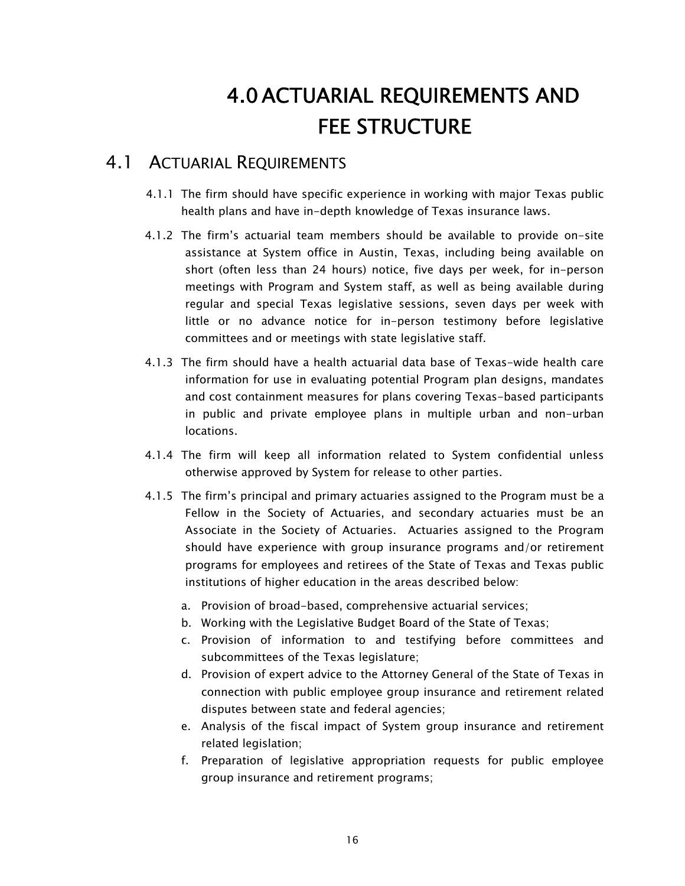# 4.0 ACTUARIAL REQUIREMENTS AND FEE STRUCTURE

## 4.1 ACTUARIAL REQUIREMENTS

4.1.1 The firm should have specific experience in working with major Texas public health plans and have in-depth knowledge of Texas insurance laws.

4.1.2 The firm's actuarial team members should be available to provide on-site assistance at System office in Austin, Texas, including being available on short (often less than 24 hours) notice, five days per week, for in-person meetings with Program and System staff, as well as being available during regular and special Texas legislative sessions, seven days per week with little or no advance notice for in-person testimony before legislative committees and or meetings with state legislative staff.

4.1.3 The firm should have a health actuarial data base of Texas-wide health care information for use in evaluating potential Program plan designs, mandates and cost containment measures for plans covering Texas-based participants in public and private employee plans in multiple urban and non-urban locations.

4.1.4 The firm will keep all information related to System confidential unless otherwise approved by System for release to other parties.

4.1.5 The firm's principal and primary actuaries assigned to the Program must be a Fellow in the Society of Actuaries, and secondary actuaries must be an Associate in the Society of Actuaries. Actuaries assigned to the Program should have experience with group insurance programs and/or retirement programs for employees and retirees of the State of Texas and Texas public institutions of higher education in the areas described below:

a. Provision of broad-based, comprehensive actuarial services;
b. Working with the Legislative Budget Board of the State of Texas;
c. Provision of information to and testifying before committees and subcommittees of the Texas legislature;
d. Provision of expert advice to the Attorney General of the State of Texas in connection with public employee group insurance and retirement related disputes between state and federal agencies;
e. Analysis of the fiscal impact of System group insurance and retirement related legislation;
f. Preparation of legislative appropriation requests for public employee group insurance and retirement programs;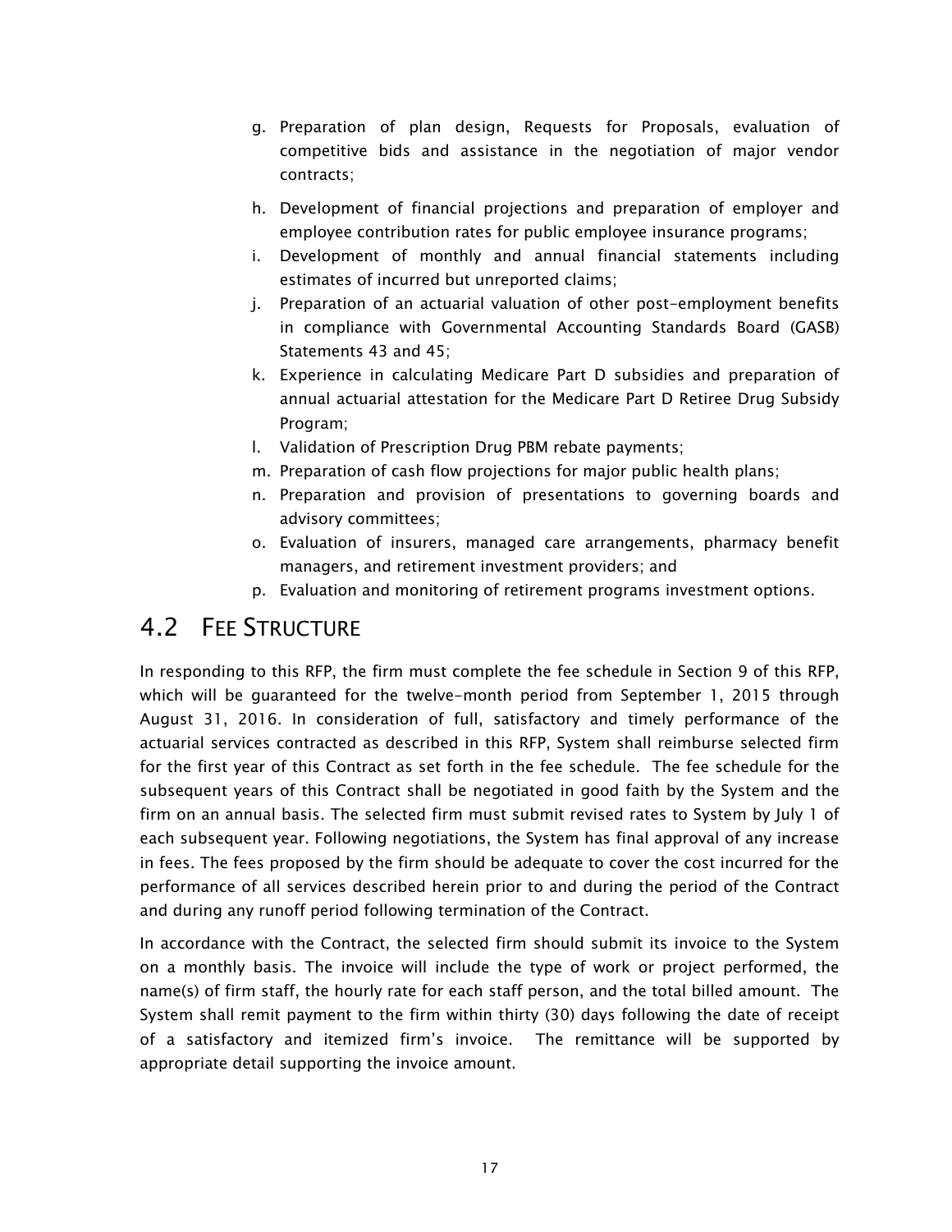g. Preparation of plan design, Requests for Proposals, evaluation of competitive bids and assistance in the negotiation of major vendor contracts;
h. Development of financial projections and preparation of employer and employee contribution rates for public employee insurance programs;
i. Development of monthly and annual financial statements including estimates of incurred but unreported claims;
j. Preparation of an actuarial valuation of other post-employment benefits in compliance with Governmental Accounting Standards Board (GASB) Statements 43 and 45;
k. Experience in calculating Medicare Part D subsidies and preparation of annual actuarial attestation for the Medicare Part D Retiree Drug Subsidy Program;
l. Validation of Prescription Drug PBM rebate payments;
m. Preparation of cash flow projections for major public health plans;
n. Preparation and provision of presentations to governing boards and advisory committees;
o. Evaluation of insurers, managed care arrangements, pharmacy benefit managers, and retirement investment providers; and
p. Evaluation and monitoring of retirement programs investment options.

## 4.2 Fee Structure

In responding to this RFP, the firm must complete the fee schedule in Section 9 of this RFP, which will be guaranteed for the twelve-month period from September 1, 2015 through August 31, 2016. In consideration of full, satisfactory and timely performance of the actuarial services contracted as described in this RFP, System shall reimburse selected firm for the first year of this Contract as set forth in the fee schedule. The fee schedule for the subsequent years of this Contract shall be negotiated in good faith by the System and the firm on an annual basis. The selected firm must submit revised rates to System by July 1 of each subsequent year. Following negotiations, the System has final approval of any increase in fees. The fees proposed by the firm should be adequate to cover the cost incurred for the performance of all services described herein prior to and during the period of the Contract and during any runoff period following termination of the Contract.

In accordance with the Contract, the selected firm should submit its invoice to the System on a monthly basis. The invoice will include the type of work or project performed, the name(s) of firm staff, the hourly rate for each staff person, and the total billed amount. The System shall remit payment to the firm within thirty (30) days following the date of receipt of a satisfactory and itemized firm's invoice. The remittance will be supported by appropriate detail supporting the invoice amount.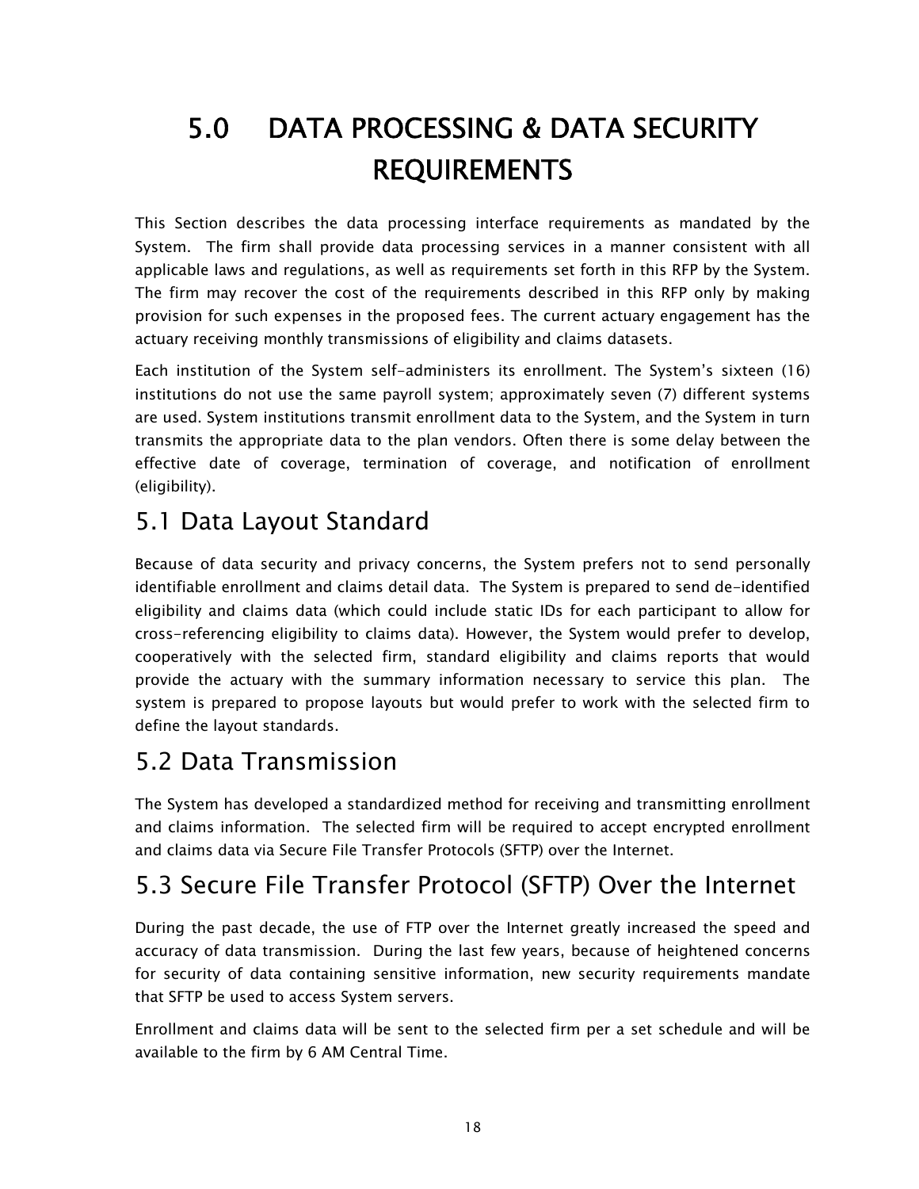# 5.0 DATA PROCESSING & DATA SECURITY REQUIREMENTS

This Section describes the data processing interface requirements as mandated by the System. The firm shall provide data processing services in a manner consistent with all applicable laws and regulations, as well as requirements set forth in this RFP by the System. The firm may recover the cost of the requirements described in this RFP only by making provision for such expenses in the proposed fees. The current actuary engagement has the actuary receiving monthly transmissions of eligibility and claims datasets.

Each institution of the System self-administers its enrollment. The System's sixteen (16) institutions do not use the same payroll system; approximately seven (7) different systems are used. System institutions transmit enrollment data to the System, and the System in turn transmits the appropriate data to the plan vendors. Often there is some delay between the effective date of coverage, termination of coverage, and notification of enrollment (eligibility).

## 5.1 Data Layout Standard

Because of data security and privacy concerns, the System prefers not to send personally identifiable enrollment and claims detail data. The System is prepared to send de-identified eligibility and claims data (which could include static IDs for each participant to allow for cross-referencing eligibility to claims data). However, the System would prefer to develop, cooperatively with the selected firm, standard eligibility and claims reports that would provide the actuary with the summary information necessary to service this plan. The system is prepared to propose layouts but would prefer to work with the selected firm to define the layout standards.

## 5.2 Data Transmission

The System has developed a standardized method for receiving and transmitting enrollment and claims information. The selected firm will be required to accept encrypted enrollment and claims data via Secure File Transfer Protocols (SFTP) over the Internet.

## 5.3 Secure File Transfer Protocol (SFTP) Over the Internet

During the past decade, the use of FTP over the Internet greatly increased the speed and accuracy of data transmission. During the last few years, because of heightened concerns for security of data containing sensitive information, new security requirements mandate that SFTP be used to access System servers.

Enrollment and claims data will be sent to the selected firm per a set schedule and will be available to the firm by 6 AM Central Time.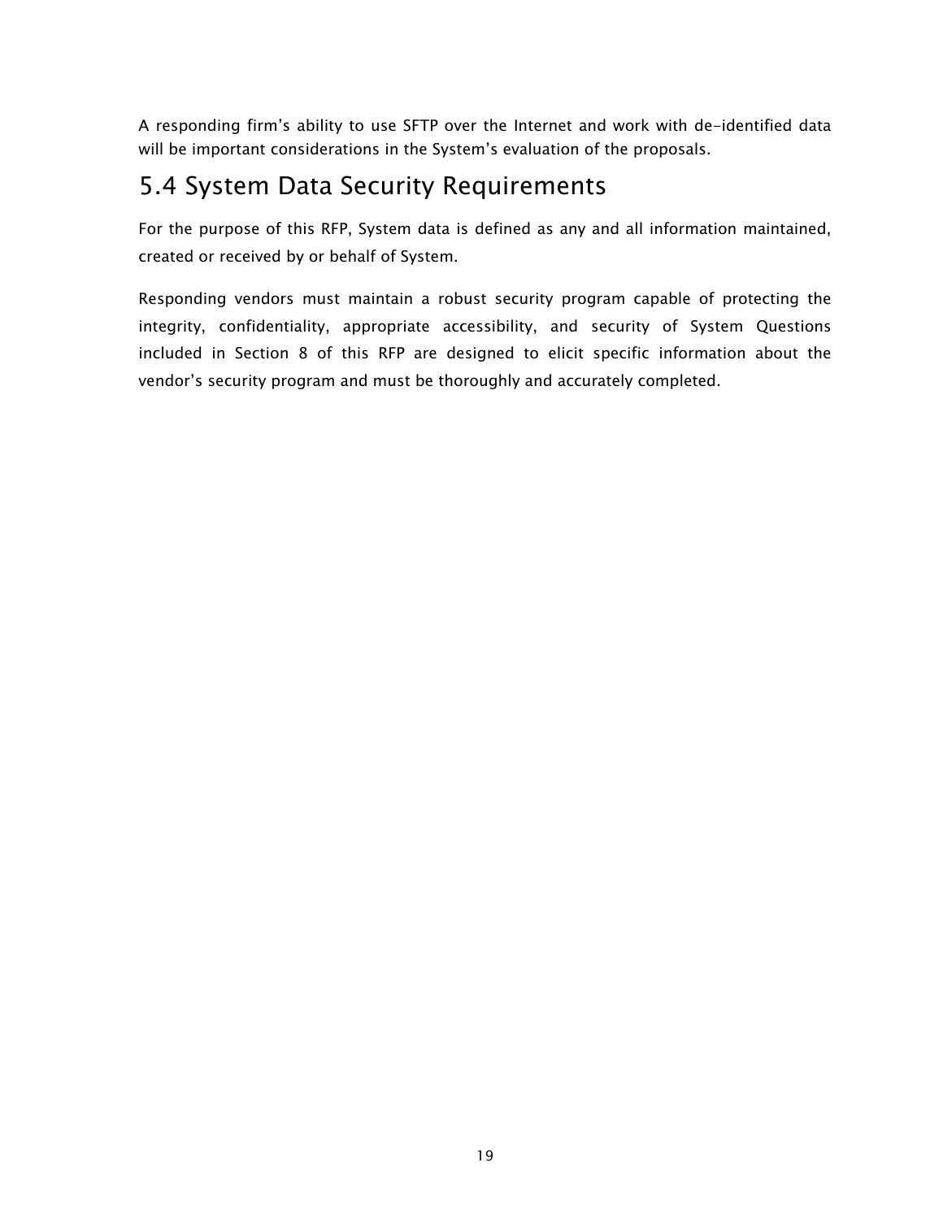A responding firm's ability to use SFTP over the Internet and work with de-identified data will be important considerations in the System's evaluation of the proposals.

## 5.4 System Data Security Requirements

For the purpose of this RFP, System data is defined as any and all information maintained, created or received by or behalf of System.

Responding vendors must maintain a robust security program capable of protecting the integrity, confidentiality, appropriate accessibility, and security of System Questions included in Section 8 of this RFP are designed to elicit specific information about the vendor's security program and must be thoroughly and accurately completed.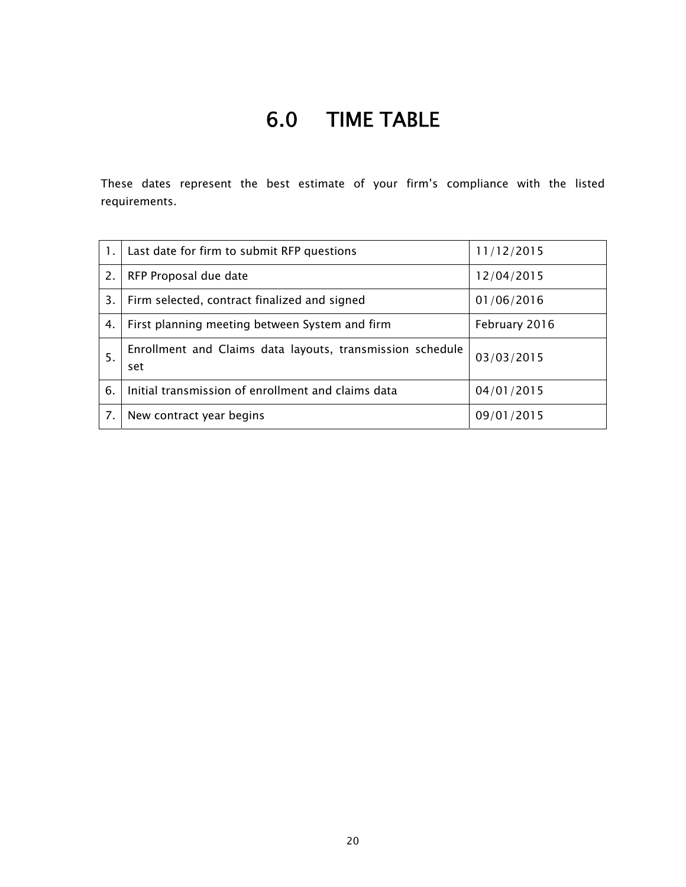# 6.0 TIME TABLE

These dates represent the best estimate of your firm's compliance with the listed requirements.

| | | |
|---|---|---|
| 1. | Last date for firm to submit RFP questions | 11/12/2015 |
| 2. | RFP Proposal due date | 12/04/2015 |
| 3. | Firm selected, contract finalized and signed | 01/06/2016 |
| 4. | First planning meeting between System and firm | February 2016 |
| 5. | Enrollment and Claims data layouts, transmission schedule set | 03/03/2015 |
| 6. | Initial transmission of enrollment and claims data | 04/01/2015 |
| 7. | New contract year begins | 09/01/2015 |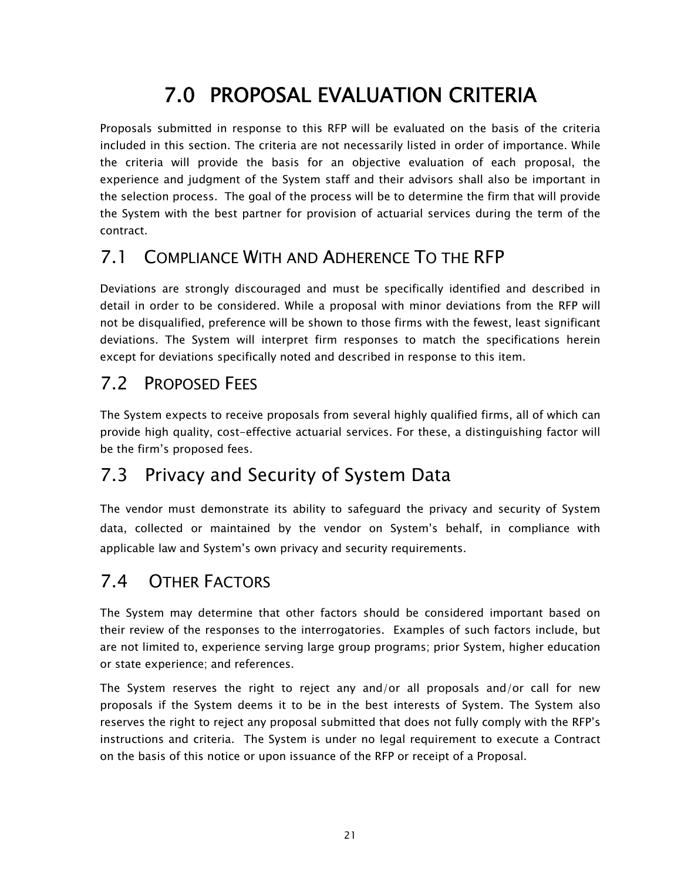# 7.0 PROPOSAL EVALUATION CRITERIA

Proposals submitted in response to this RFP will be evaluated on the basis of the criteria included in this section. The criteria are not necessarily listed in order of importance. While the criteria will provide the basis for an objective evaluation of each proposal, the experience and judgment of the System staff and their advisors shall also be important in the selection process. The goal of the process will be to determine the firm that will provide the System with the best partner for provision of actuarial services during the term of the contract.

## 7.1 COMPLIANCE WITH AND ADHERENCE TO THE RFP

Deviations are strongly discouraged and must be specifically identified and described in detail in order to be considered. While a proposal with minor deviations from the RFP will not be disqualified, preference will be shown to those firms with the fewest, least significant deviations. The System will interpret firm responses to match the specifications herein except for deviations specifically noted and described in response to this item.

## 7.2 PROPOSED FEES

The System expects to receive proposals from several highly qualified firms, all of which can provide high quality, cost-effective actuarial services. For these, a distinguishing factor will be the firm's proposed fees.

## 7.3 Privacy and Security of System Data

The vendor must demonstrate its ability to safeguard the privacy and security of System data, collected or maintained by the vendor on System's behalf, in compliance with applicable law and System's own privacy and security requirements.

## 7.4 OTHER FACTORS

The System may determine that other factors should be considered important based on their review of the responses to the interrogatories. Examples of such factors include, but are not limited to, experience serving large group programs; prior System, higher education or state experience; and references.

The System reserves the right to reject any and/or all proposals and/or call for new proposals if the System deems it to be in the best interests of System. The System also reserves the right to reject any proposal submitted that does not fully comply with the RFP's instructions and criteria. The System is under no legal requirement to execute a Contract on the basis of this notice or upon issuance of the RFP or receipt of a Proposal.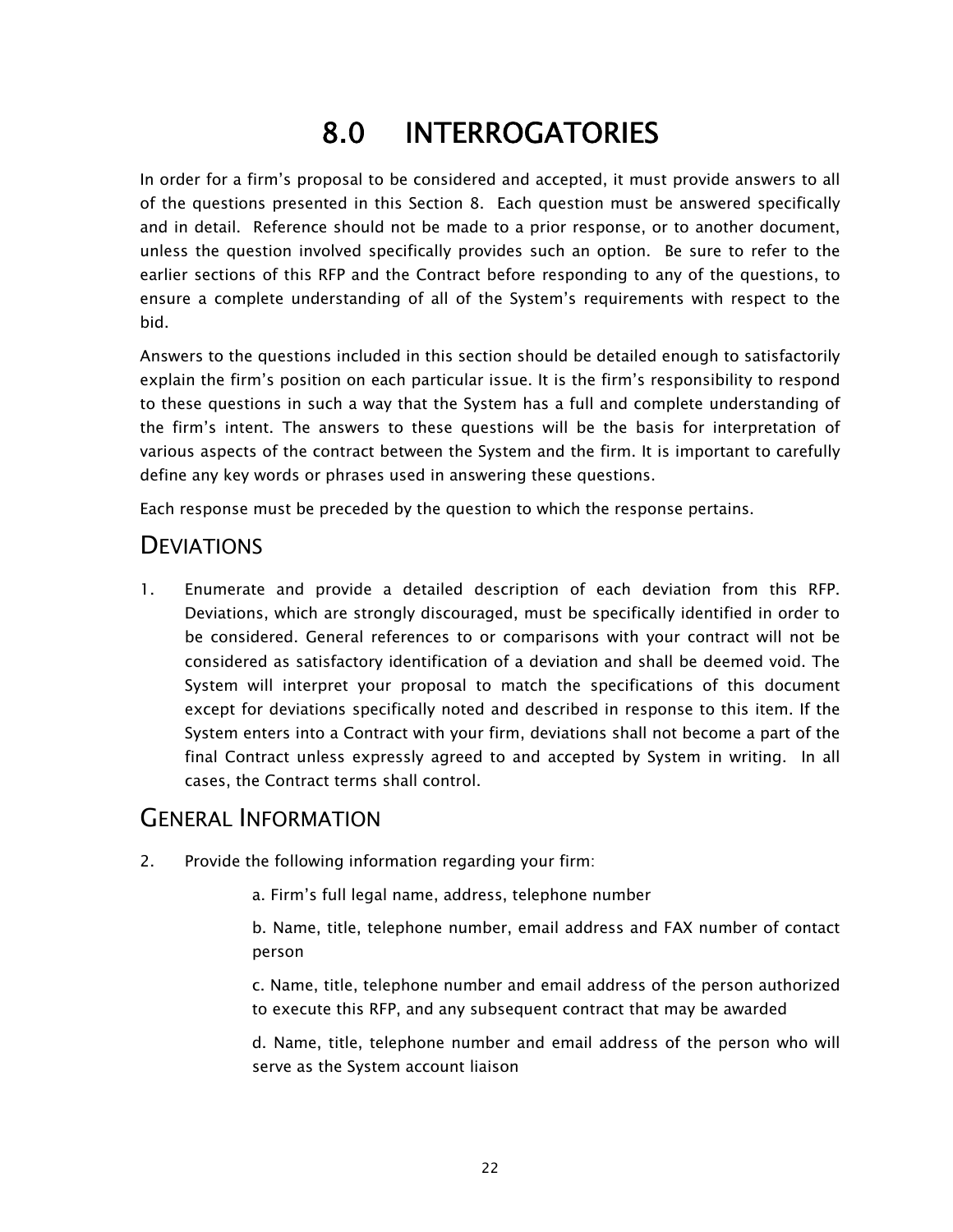# 8.0 INTERROGATORIES

In order for a firm's proposal to be considered and accepted, it must provide answers to all of the questions presented in this Section 8. Each question must be answered specifically and in detail. Reference should not be made to a prior response, or to another document, unless the question involved specifically provides such an option. Be sure to refer to the earlier sections of this RFP and the Contract before responding to any of the questions, to ensure a complete understanding of all of the System's requirements with respect to the bid.

Answers to the questions included in this section should be detailed enough to satisfactorily explain the firm's position on each particular issue. It is the firm's responsibility to respond to these questions in such a way that the System has a full and complete understanding of the firm's intent. The answers to these questions will be the basis for interpretation of various aspects of the contract between the System and the firm. It is important to carefully define any key words or phrases used in answering these questions.

Each response must be preceded by the question to which the response pertains.

## DEVIATIONS

1. Enumerate and provide a detailed description of each deviation from this RFP. Deviations, which are strongly discouraged, must be specifically identified in order to be considered. General references to or comparisons with your contract will not be considered as satisfactory identification of a deviation and shall be deemed void. The System will interpret your proposal to match the specifications of this document except for deviations specifically noted and described in response to this item. If the System enters into a Contract with your firm, deviations shall not become a part of the final Contract unless expressly agreed to and accepted by System in writing. In all cases, the Contract terms shall control.

## GENERAL INFORMATION

2. Provide the following information regarding your firm:

    a. Firm's full legal name, address, telephone number

    b. Name, title, telephone number, email address and FAX number of contact person

    c. Name, title, telephone number and email address of the person authorized to execute this RFP, and any subsequent contract that may be awarded

    d. Name, title, telephone number and email address of the person who will serve as the System account liaison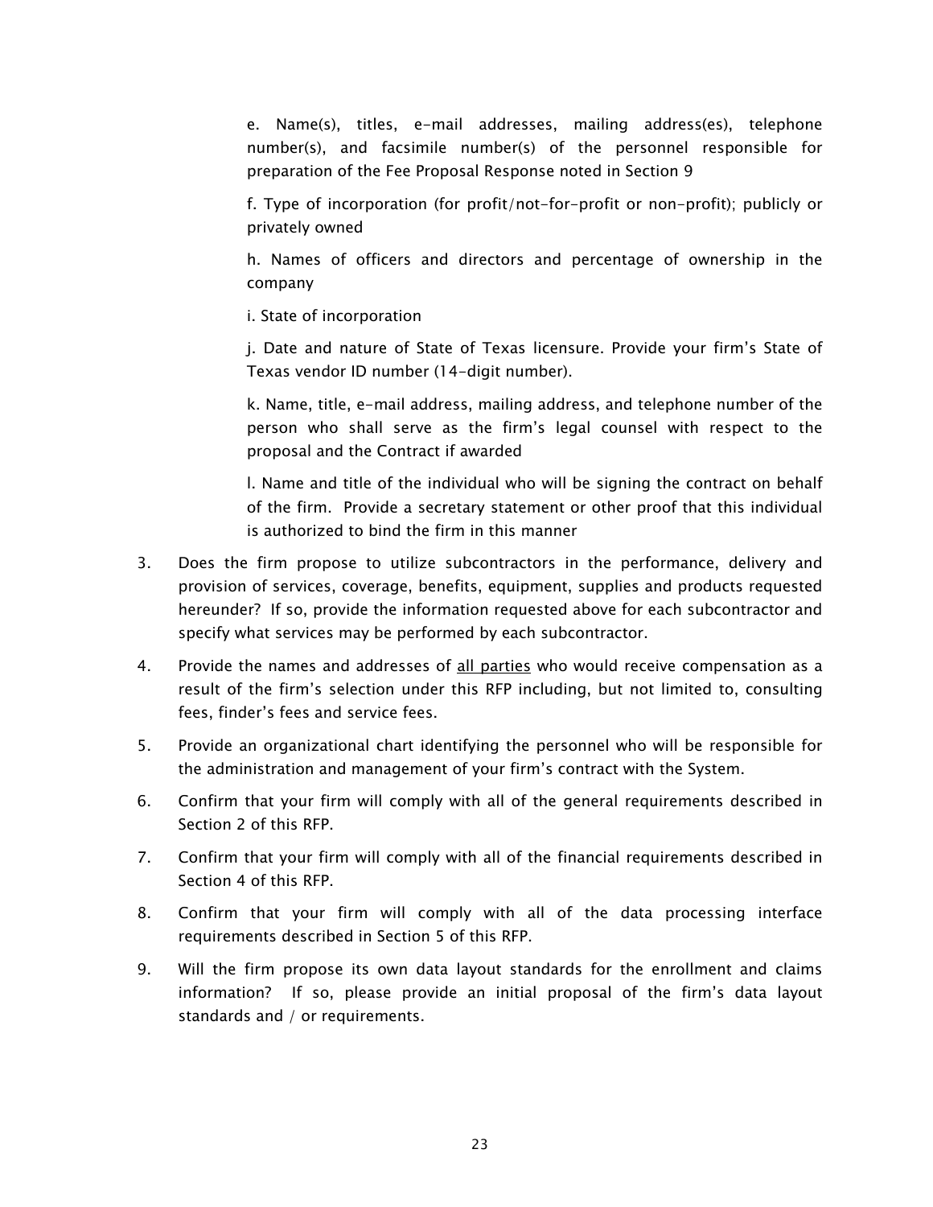e. Name(s), titles, e-mail addresses, mailing address(es), telephone number(s), and facsimile number(s) of the personnel responsible for preparation of the Fee Proposal Response noted in Section 9

f. Type of incorporation (for profit/not-for-profit or non-profit); publicly or privately owned

h. Names of officers and directors and percentage of ownership in the company

i. State of incorporation

j. Date and nature of State of Texas licensure. Provide your firm's State of Texas vendor ID number (14-digit number).

k. Name, title, e-mail address, mailing address, and telephone number of the person who shall serve as the firm's legal counsel with respect to the proposal and the Contract if awarded

l. Name and title of the individual who will be signing the contract on behalf of the firm. Provide a secretary statement or other proof that this individual is authorized to bind the firm in this manner

3. Does the firm propose to utilize subcontractors in the performance, delivery and provision of services, coverage, benefits, equipment, supplies and products requested hereunder? If so, provide the information requested above for each subcontractor and specify what services may be performed by each subcontractor.

4. Provide the names and addresses of <u>all parties</u> who would receive compensation as a result of the firm's selection under this RFP including, but not limited to, consulting fees, finder's fees and service fees.

5. Provide an organizational chart identifying the personnel who will be responsible for the administration and management of your firm's contract with the System.

6. Confirm that your firm will comply with all of the general requirements described in Section 2 of this RFP.

7. Confirm that your firm will comply with all of the financial requirements described in Section 4 of this RFP.

8. Confirm that your firm will comply with all of the data processing interface requirements described in Section 5 of this RFP.

9. Will the firm propose its own data layout standards for the enrollment and claims information? If so, please provide an initial proposal of the firm's data layout standards and / or requirements.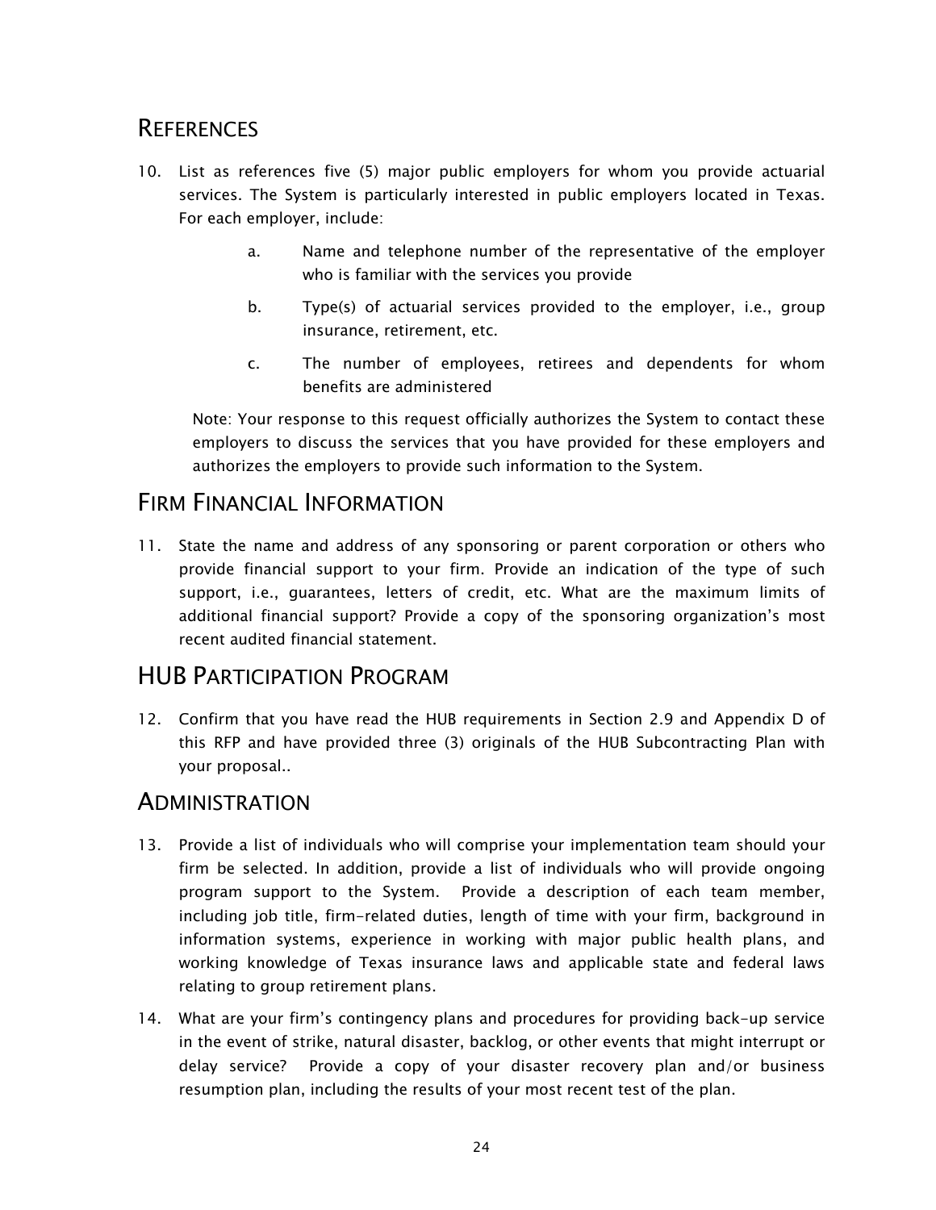## References

10. List as references five (5) major public employers for whom you provide actuarial services. The System is particularly interested in public employers located in Texas. For each employer, include:

    a. Name and telephone number of the representative of the employer who is familiar with the services you provide

    b. Type(s) of actuarial services provided to the employer, i.e., group insurance, retirement, etc.

    c. The number of employees, retirees and dependents for whom benefits are administered

    Note: Your response to this request officially authorizes the System to contact these employers to discuss the services that you have provided for these employers and authorizes the employers to provide such information to the System.

## Firm Financial Information

11. State the name and address of any sponsoring or parent corporation or others who provide financial support to your firm. Provide an indication of the type of such support, i.e., guarantees, letters of credit, etc. What are the maximum limits of additional financial support? Provide a copy of the sponsoring organization's most recent audited financial statement.

## HUB Participation Program

12. Confirm that you have read the HUB requirements in Section 2.9 and Appendix D of this RFP and have provided three (3) originals of the HUB Subcontracting Plan with your proposal..

## Administration

13. Provide a list of individuals who will comprise your implementation team should your firm be selected. In addition, provide a list of individuals who will provide ongoing program support to the System. Provide a description of each team member, including job title, firm-related duties, length of time with your firm, background in information systems, experience in working with major public health plans, and working knowledge of Texas insurance laws and applicable state and federal laws relating to group retirement plans.

14. What are your firm's contingency plans and procedures for providing back-up service in the event of strike, natural disaster, backlog, or other events that might interrupt or delay service? Provide a copy of your disaster recovery plan and/or business resumption plan, including the results of your most recent test of the plan.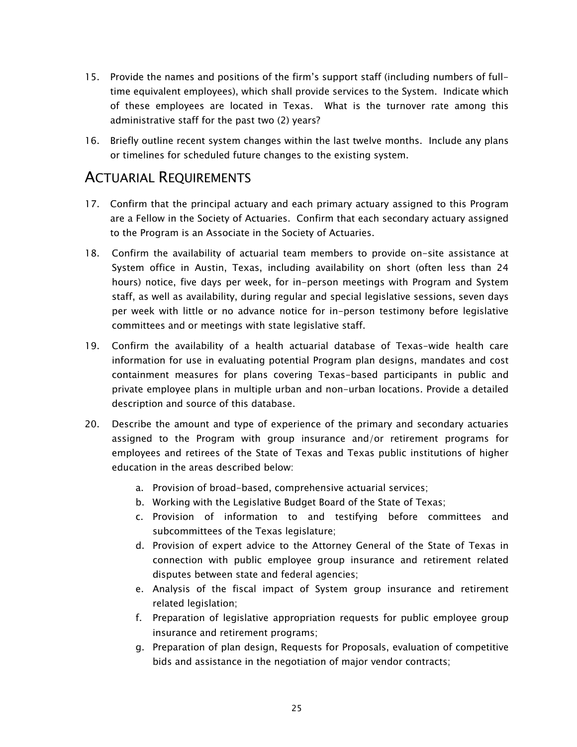15. Provide the names and positions of the firm's support staff (including numbers of full-time equivalent employees), which shall provide services to the System. Indicate which of these employees are located in Texas. What is the turnover rate among this administrative staff for the past two (2) years?

16. Briefly outline recent system changes within the last twelve months. Include any plans or timelines for scheduled future changes to the existing system.

## Actuarial Requirements

17. Confirm that the principal actuary and each primary actuary assigned to this Program are a Fellow in the Society of Actuaries. Confirm that each secondary actuary assigned to the Program is an Associate in the Society of Actuaries.

18. Confirm the availability of actuarial team members to provide on-site assistance at System office in Austin, Texas, including availability on short (often less than 24 hours) notice, five days per week, for in-person meetings with Program and System staff, as well as availability, during regular and special legislative sessions, seven days per week with little or no advance notice for in-person testimony before legislative committees and or meetings with state legislative staff.

19. Confirm the availability of a health actuarial database of Texas-wide health care information for use in evaluating potential Program plan designs, mandates and cost containment measures for plans covering Texas-based participants in public and private employee plans in multiple urban and non-urban locations. Provide a detailed description and source of this database.

20. Describe the amount and type of experience of the primary and secondary actuaries assigned to the Program with group insurance and/or retirement programs for employees and retirees of the State of Texas and Texas public institutions of higher education in the areas described below:

    a. Provision of broad-based, comprehensive actuarial services;
    b. Working with the Legislative Budget Board of the State of Texas;
    c. Provision of information to and testifying before committees and subcommittees of the Texas legislature;
    d. Provision of expert advice to the Attorney General of the State of Texas in connection with public employee group insurance and retirement related disputes between state and federal agencies;
    e. Analysis of the fiscal impact of System group insurance and retirement related legislation;
    f. Preparation of legislative appropriation requests for public employee group insurance and retirement programs;
    g. Preparation of plan design, Requests for Proposals, evaluation of competitive bids and assistance in the negotiation of major vendor contracts;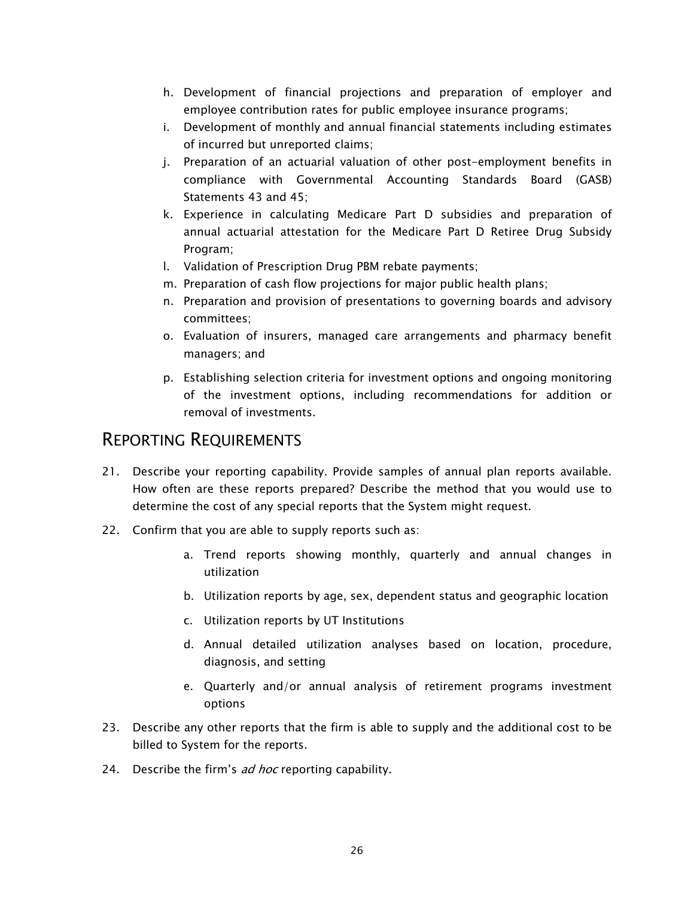h. Development of financial projections and preparation of employer and employee contribution rates for public employee insurance programs;
i. Development of monthly and annual financial statements including estimates of incurred but unreported claims;
j. Preparation of an actuarial valuation of other post-employment benefits in compliance with Governmental Accounting Standards Board (GASB) Statements 43 and 45;
k. Experience in calculating Medicare Part D subsidies and preparation of annual actuarial attestation for the Medicare Part D Retiree Drug Subsidy Program;
l. Validation of Prescription Drug PBM rebate payments;
m. Preparation of cash flow projections for major public health plans;
n. Preparation and provision of presentations to governing boards and advisory committees;
o. Evaluation of insurers, managed care arrangements and pharmacy benefit managers; and
p. Establishing selection criteria for investment options and ongoing monitoring of the investment options, including recommendations for addition or removal of investments.

## Reporting Requirements

21. Describe your reporting capability. Provide samples of annual plan reports available. How often are these reports prepared? Describe the method that you would use to determine the cost of any special reports that the System might request.

22. Confirm that you are able to supply reports such as:

    a. Trend reports showing monthly, quarterly and annual changes in utilization

    b. Utilization reports by age, sex, dependent status and geographic location

    c. Utilization reports by UT Institutions

    d. Annual detailed utilization analyses based on location, procedure, diagnosis, and setting

    e. Quarterly and/or annual analysis of retirement programs investment options

23. Describe any other reports that the firm is able to supply and the additional cost to be billed to System for the reports.

24. Describe the firm's *ad hoc* reporting capability.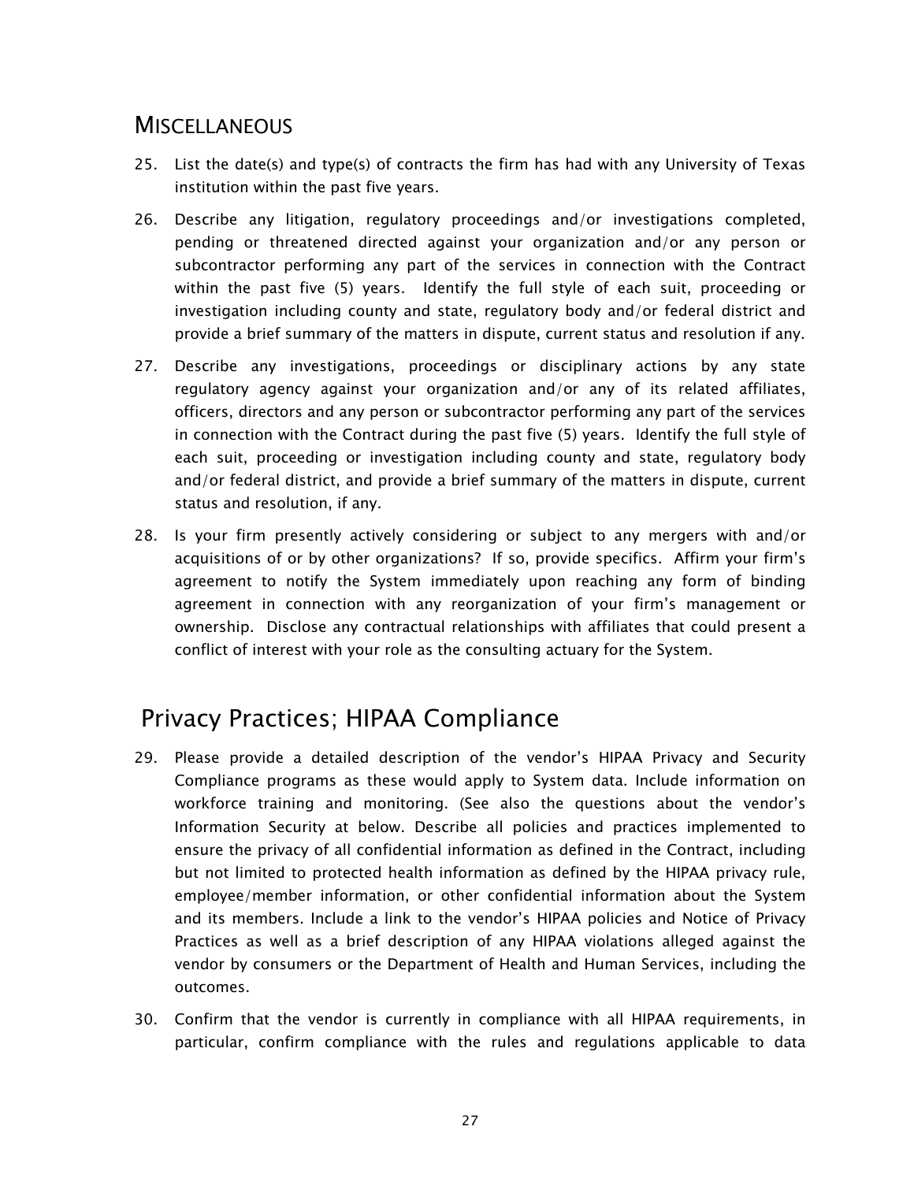## MISCELLANEOUS

25. List the date(s) and type(s) of contracts the firm has had with any University of Texas institution within the past five years.

26. Describe any litigation, regulatory proceedings and/or investigations completed, pending or threatened directed against your organization and/or any person or subcontractor performing any part of the services in connection with the Contract within the past five (5) years. Identify the full style of each suit, proceeding or investigation including county and state, regulatory body and/or federal district and provide a brief summary of the matters in dispute, current status and resolution if any.

27. Describe any investigations, proceedings or disciplinary actions by any state regulatory agency against your organization and/or any of its related affiliates, officers, directors and any person or subcontractor performing any part of the services in connection with the Contract during the past five (5) years. Identify the full style of each suit, proceeding or investigation including county and state, regulatory body and/or federal district, and provide a brief summary of the matters in dispute, current status and resolution, if any.

28. Is your firm presently actively considering or subject to any mergers with and/or acquisitions of or by other organizations? If so, provide specifics. Affirm your firm's agreement to notify the System immediately upon reaching any form of binding agreement in connection with any reorganization of your firm's management or ownership. Disclose any contractual relationships with affiliates that could present a conflict of interest with your role as the consulting actuary for the System.

## Privacy Practices; HIPAA Compliance

29. Please provide a detailed description of the vendor's HIPAA Privacy and Security Compliance programs as these would apply to System data. Include information on workforce training and monitoring. (See also the questions about the vendor's Information Security at below. Describe all policies and practices implemented to ensure the privacy of all confidential information as defined in the Contract, including but not limited to protected health information as defined by the HIPAA privacy rule, employee/member information, or other confidential information about the System and its members. Include a link to the vendor's HIPAA policies and Notice of Privacy Practices as well as a brief description of any HIPAA violations alleged against the vendor by consumers or the Department of Health and Human Services, including the outcomes.

30. Confirm that the vendor is currently in compliance with all HIPAA requirements, in particular, confirm compliance with the rules and regulations applicable to data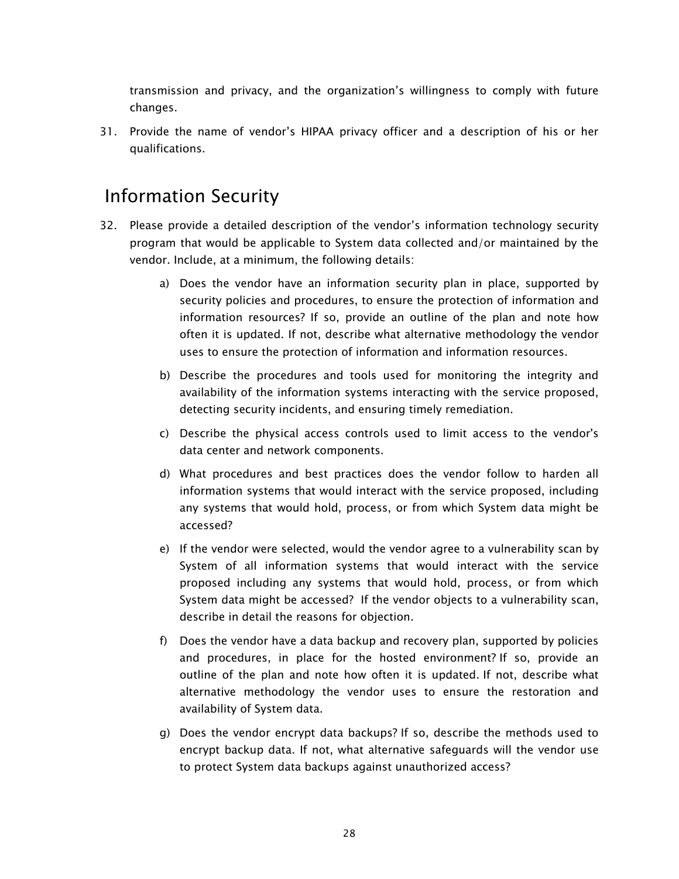transmission and privacy, and the organization's willingness to comply with future changes.

31. Provide the name of vendor's HIPAA privacy officer and a description of his or her qualifications.

## Information Security

32. Please provide a detailed description of the vendor's information technology security program that would be applicable to System data collected and/or maintained by the vendor. Include, at a minimum, the following details:

    a) Does the vendor have an information security plan in place, supported by security policies and procedures, to ensure the protection of information and information resources? If so, provide an outline of the plan and note how often it is updated. If not, describe what alternative methodology the vendor uses to ensure the protection of information and information resources.

    b) Describe the procedures and tools used for monitoring the integrity and availability of the information systems interacting with the service proposed, detecting security incidents, and ensuring timely remediation.

    c) Describe the physical access controls used to limit access to the vendor's data center and network components.

    d) What procedures and best practices does the vendor follow to harden all information systems that would interact with the service proposed, including any systems that would hold, process, or from which System data might be accessed?

    e) If the vendor were selected, would the vendor agree to a vulnerability scan by System of all information systems that would interact with the service proposed including any systems that would hold, process, or from which System data might be accessed? If the vendor objects to a vulnerability scan, describe in detail the reasons for objection.

    f) Does the vendor have a data backup and recovery plan, supported by policies and procedures, in place for the hosted environment? If so, provide an outline of the plan and note how often it is updated. If not, describe what alternative methodology the vendor uses to ensure the restoration and availability of System data.

    g) Does the vendor encrypt data backups? If so, describe the methods used to encrypt backup data. If not, what alternative safeguards will the vendor use to protect System data backups against unauthorized access?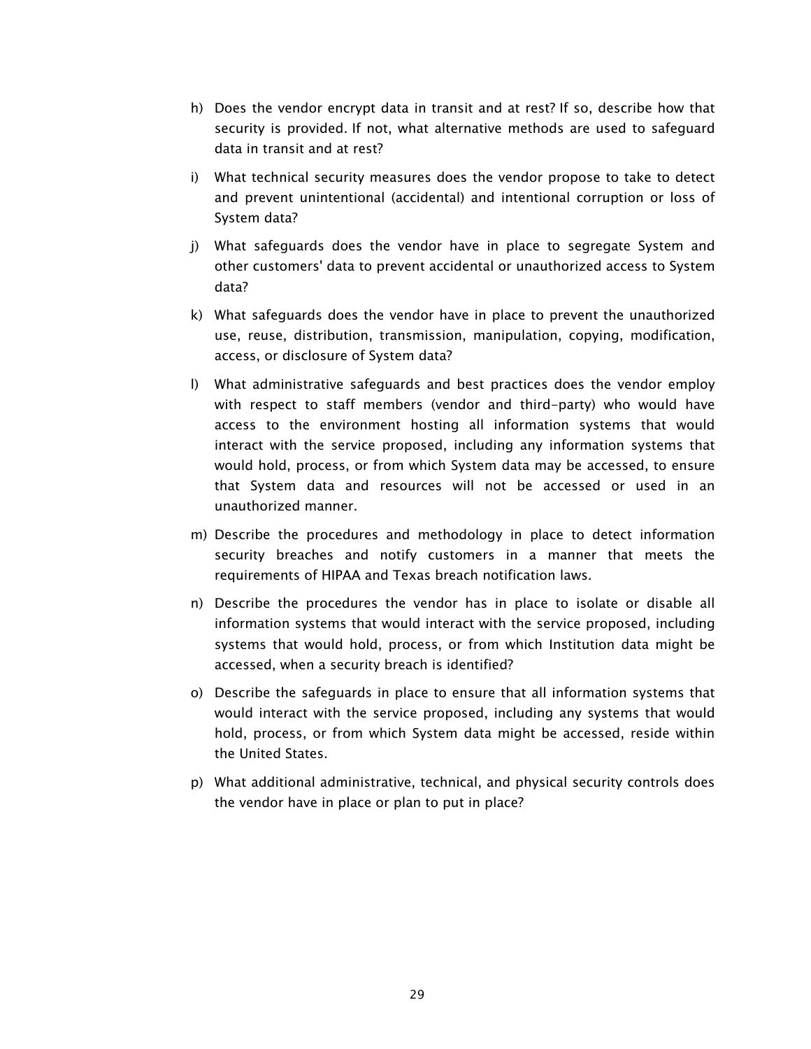h) Does the vendor encrypt data in transit and at rest? If so, describe how that security is provided. If not, what alternative methods are used to safeguard data in transit and at rest?

i) What technical security measures does the vendor propose to take to detect and prevent unintentional (accidental) and intentional corruption or loss of System data?

j) What safeguards does the vendor have in place to segregate System and other customers' data to prevent accidental or unauthorized access to System data?

k) What safeguards does the vendor have in place to prevent the unauthorized use, reuse, distribution, transmission, manipulation, copying, modification, access, or disclosure of System data?

l) What administrative safeguards and best practices does the vendor employ with respect to staff members (vendor and third-party) who would have access to the environment hosting all information systems that would interact with the service proposed, including any information systems that would hold, process, or from which System data may be accessed, to ensure that System data and resources will not be accessed or used in an unauthorized manner.

m) Describe the procedures and methodology in place to detect information security breaches and notify customers in a manner that meets the requirements of HIPAA and Texas breach notification laws.

n) Describe the procedures the vendor has in place to isolate or disable all information systems that would interact with the service proposed, including systems that would hold, process, or from which Institution data might be accessed, when a security breach is identified?

o) Describe the safeguards in place to ensure that all information systems that would interact with the service proposed, including any systems that would hold, process, or from which System data might be accessed, reside within the United States.

p) What additional administrative, technical, and physical security controls does the vendor have in place or plan to put in place?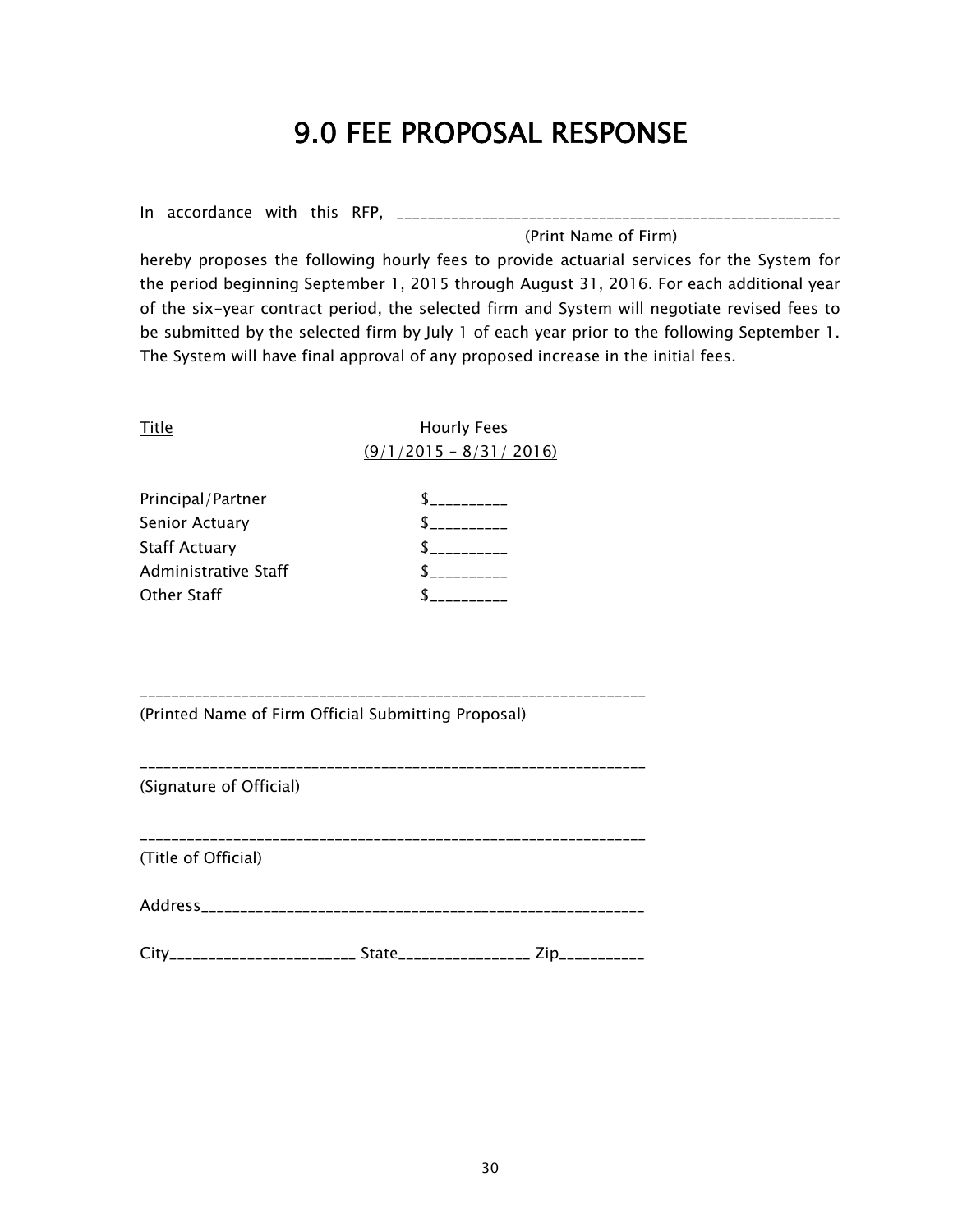# 9.0 FEE PROPOSAL RESPONSE

In accordance with this RFP, ____________________________________________________________
(Print Name of Firm)

hereby proposes the following hourly fees to provide actuarial services for the System for the period beginning September 1, 2015 through August 31, 2016. For each additional year of the six-year contract period, the selected firm and System will negotiate revised fees to be submitted by the selected firm by July 1 of each year prior to the following September 1. The System will have final approval of any proposed increase in the initial fees.

| <u>Title</u> | Hourly Fees <u>(9/1/2015 – 8/31/ 2016)</u> |
|---|---|
| Principal/Partner | $__________ |
| Senior Actuary | $__________ |
| Staff Actuary | $__________ |
| Administrative Staff | $__________ |
| Other Staff | $__________ |

_______________________________________________________________
(Printed Name of Firm Official Submitting Proposal)

_______________________________________________________________
(Signature of Official)

_______________________________________________________________
(Title of Official)

Address_______________________________________________________

City________________________ State________________ Zip___________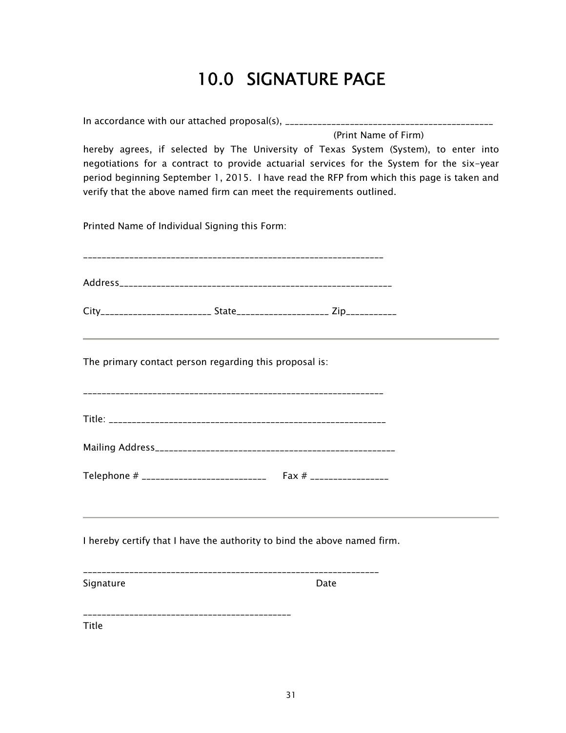# 10.0 SIGNATURE PAGE

In accordance with our attached proposal(s), ____________________________________________
(Print Name of Firm)

hereby agrees, if selected by The University of Texas System (System), to enter into negotiations for a contract to provide actuarial services for the System for the six-year period beginning September 1, 2015. I have read the RFP from which this page is taken and verify that the above named firm can meet the requirements outlined.

Printed Name of Individual Signing this Form:

________________________________________________________________

Address___________________________________________________________

City________________________ State___________________ Zip___________

---

The primary contact person regarding this proposal is:

________________________________________________________________

Title: ____________________________________________________________

Mailing Address____________________________________________________

Telephone # __________________________ Fax # ________________

---

I hereby certify that I have the authority to bind the above named firm.

_______________________________________________________________

Signature Date

____________________________________________

Title